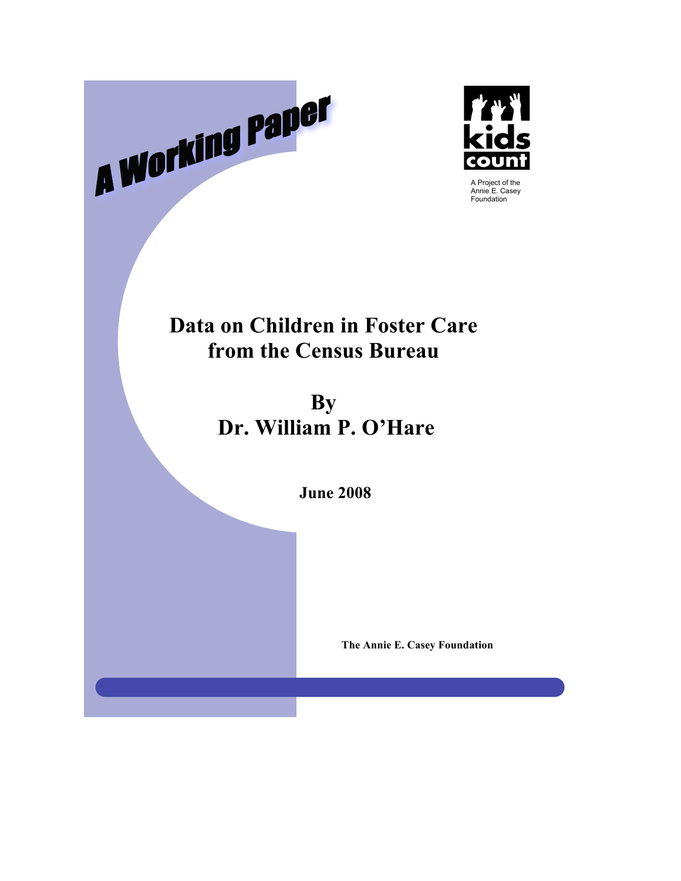A Working Paper

kids count

A Project of the Annie E. Casey Foundation

# Data on Children in Foster Care from the Census Bureau

## By Dr. William P. O'Hare

**June 2008**

**The Annie E. Casey Foundation**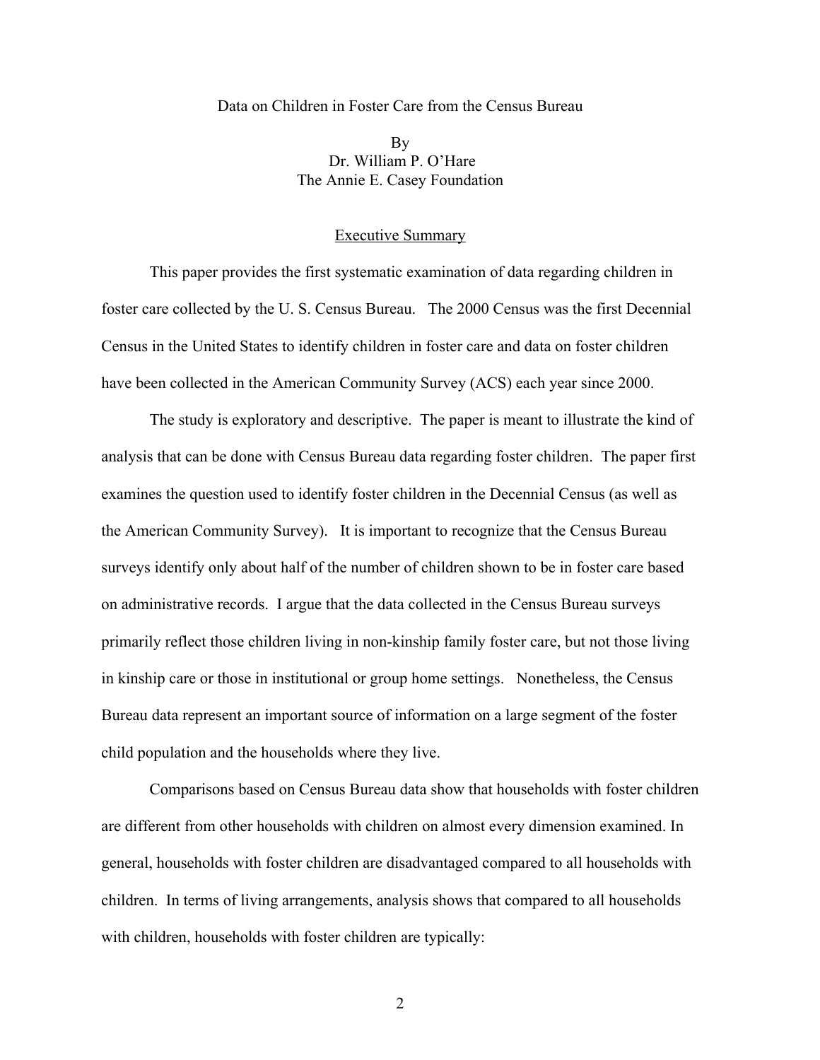# Data on Children in Foster Care from the Census Bureau

By
Dr. William P. O'Hare
The Annie E. Casey Foundation

## Executive Summary

This paper provides the first systematic examination of data regarding children in foster care collected by the U. S. Census Bureau. The 2000 Census was the first Decennial Census in the United States to identify children in foster care and data on foster children have been collected in the American Community Survey (ACS) each year since 2000.

The study is exploratory and descriptive. The paper is meant to illustrate the kind of analysis that can be done with Census Bureau data regarding foster children. The paper first examines the question used to identify foster children in the Decennial Census (as well as the American Community Survey). It is important to recognize that the Census Bureau surveys identify only about half of the number of children shown to be in foster care based on administrative records. I argue that the data collected in the Census Bureau surveys primarily reflect those children living in non-kinship family foster care, but not those living in kinship care or those in institutional or group home settings. Nonetheless, the Census Bureau data represent an important source of information on a large segment of the foster child population and the households where they live.

Comparisons based on Census Bureau data show that households with foster children are different from other households with children on almost every dimension examined. In general, households with foster children are disadvantaged compared to all households with children. In terms of living arrangements, analysis shows that compared to all households with children, households with foster children are typically: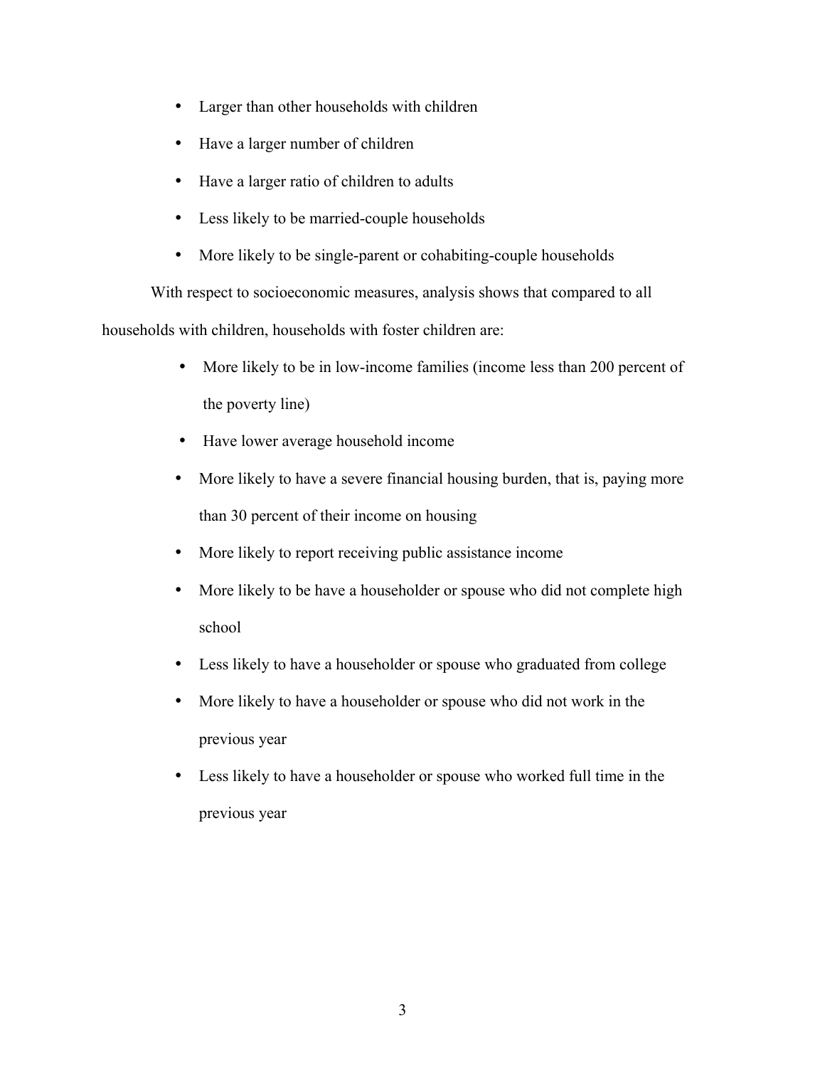- Larger than other households with children
- Have a larger number of children
- Have a larger ratio of children to adults
- Less likely to be married-couple households
- More likely to be single-parent or cohabiting-couple households

With respect to socioeconomic measures, analysis shows that compared to all households with children, households with foster children are:

- More likely to be in low-income families (income less than 200 percent of the poverty line)
- Have lower average household income
- More likely to have a severe financial housing burden, that is, paying more than 30 percent of their income on housing
- More likely to report receiving public assistance income
- More likely to be have a householder or spouse who did not complete high school
- Less likely to have a householder or spouse who graduated from college
- More likely to have a householder or spouse who did not work in the previous year
- Less likely to have a householder or spouse who worked full time in the previous year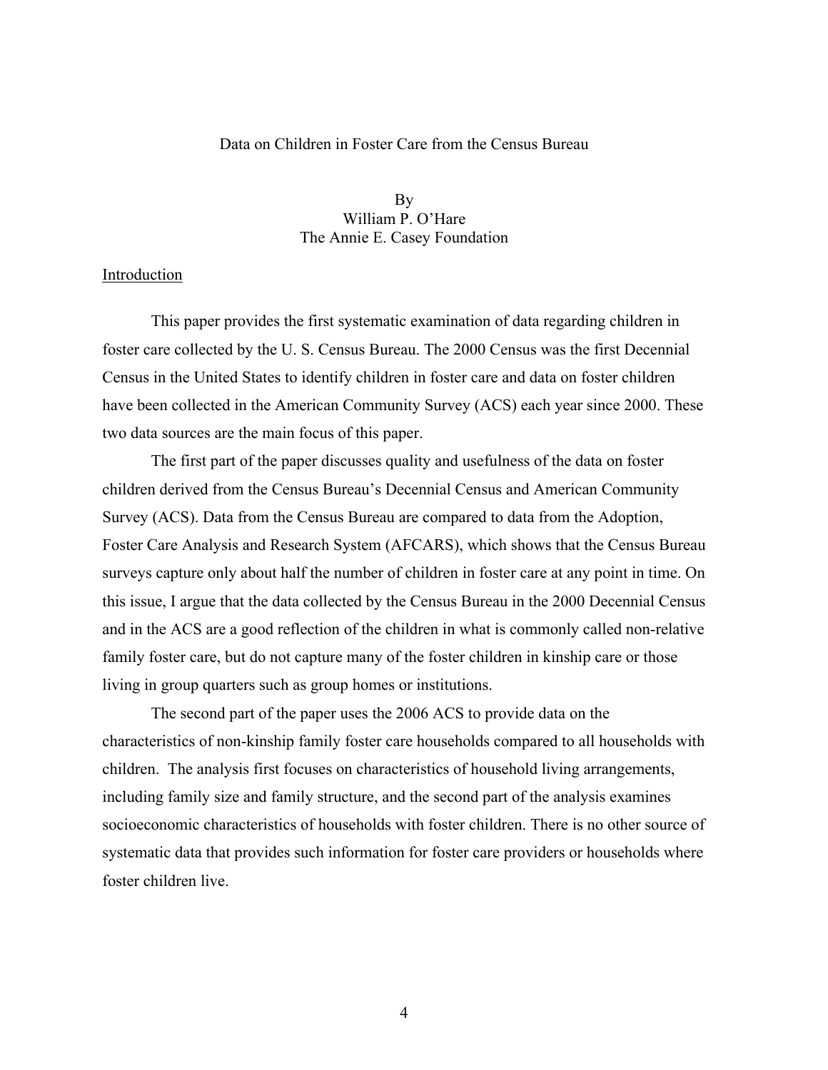# Data on Children in Foster Care from the Census Bureau

By
William P. O'Hare
The Annie E. Casey Foundation

## Introduction

This paper provides the first systematic examination of data regarding children in foster care collected by the U. S. Census Bureau. The 2000 Census was the first Decennial Census in the United States to identify children in foster care and data on foster children have been collected in the American Community Survey (ACS) each year since 2000. These two data sources are the main focus of this paper.

The first part of the paper discusses quality and usefulness of the data on foster children derived from the Census Bureau's Decennial Census and American Community Survey (ACS). Data from the Census Bureau are compared to data from the Adoption, Foster Care Analysis and Research System (AFCARS), which shows that the Census Bureau surveys capture only about half the number of children in foster care at any point in time. On this issue, I argue that the data collected by the Census Bureau in the 2000 Decennial Census and in the ACS are a good reflection of the children in what is commonly called non-relative family foster care, but do not capture many of the foster children in kinship care or those living in group quarters such as group homes or institutions.

The second part of the paper uses the 2006 ACS to provide data on the characteristics of non-kinship family foster care households compared to all households with children. The analysis first focuses on characteristics of household living arrangements, including family size and family structure, and the second part of the analysis examines socioeconomic characteristics of households with foster children. There is no other source of systematic data that provides such information for foster care providers or households where foster children live.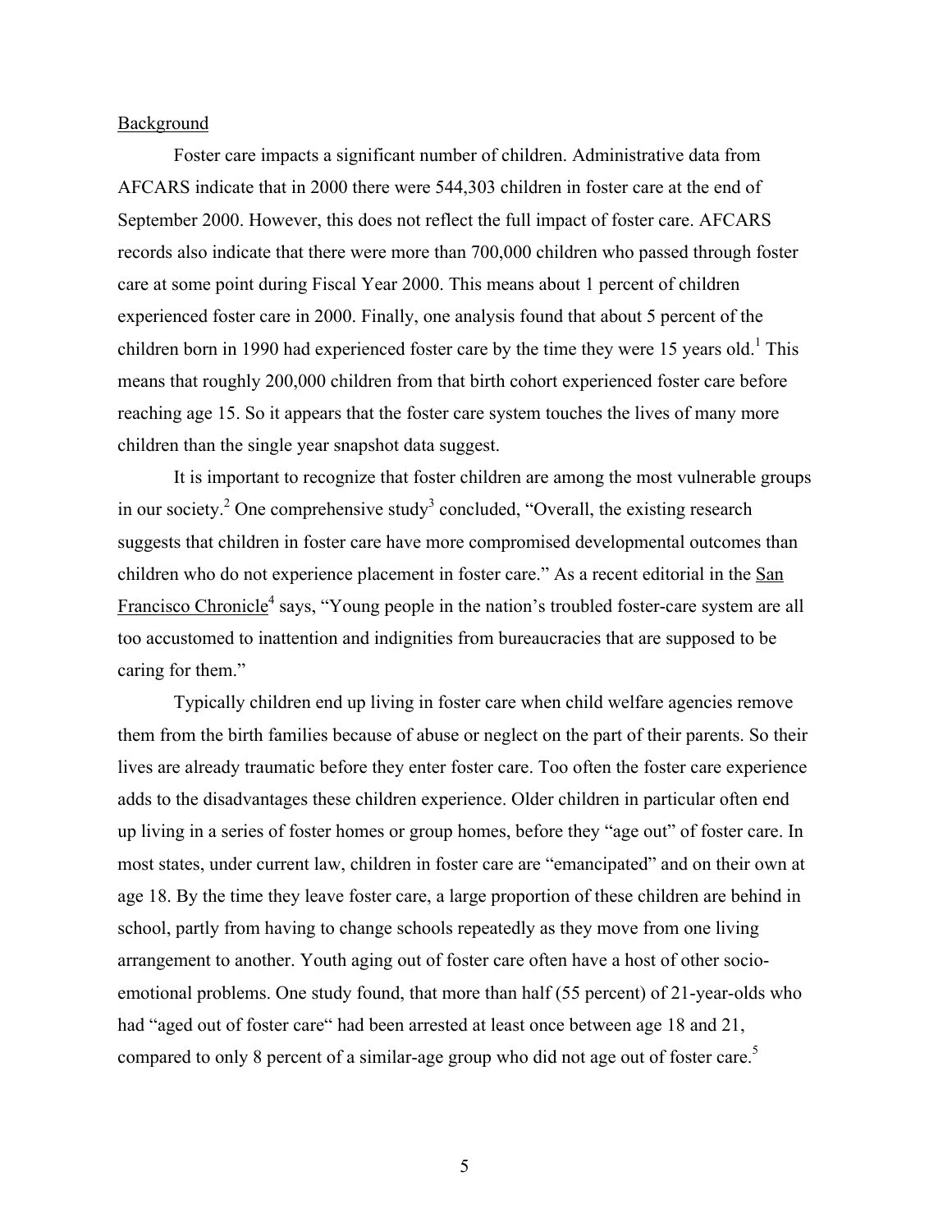Background

Foster care impacts a significant number of children. Administrative data from AFCARS indicate that in 2000 there were 544,303 children in foster care at the end of September 2000. However, this does not reflect the full impact of foster care. AFCARS records also indicate that there were more than 700,000 children who passed through foster care at some point during Fiscal Year 2000. This means about 1 percent of children experienced foster care in 2000. Finally, one analysis found that about 5 percent of the children born in 1990 had experienced foster care by the time they were 15 years old.[1] This means that roughly 200,000 children from that birth cohort experienced foster care before reaching age 15. So it appears that the foster care system touches the lives of many more children than the single year snapshot data suggest.

It is important to recognize that foster children are among the most vulnerable groups in our society.[2] One comprehensive study[3] concluded, "Overall, the existing research suggests that children in foster care have more compromised developmental outcomes than children who do not experience placement in foster care." As a recent editorial in the San Francisco Chronicle[4] says, "Young people in the nation's troubled foster-care system are all too accustomed to inattention and indignities from bureaucracies that are supposed to be caring for them."

Typically children end up living in foster care when child welfare agencies remove them from the birth families because of abuse or neglect on the part of their parents. So their lives are already traumatic before they enter foster care. Too often the foster care experience adds to the disadvantages these children experience. Older children in particular often end up living in a series of foster homes or group homes, before they "age out" of foster care. In most states, under current law, children in foster care are "emancipated" and on their own at age 18. By the time they leave foster care, a large proportion of these children are behind in school, partly from having to change schools repeatedly as they move from one living arrangement to another. Youth aging out of foster care often have a host of other socio-emotional problems. One study found, that more than half (55 percent) of 21-year-olds who had "aged out of foster care" had been arrested at least once between age 18 and 21, compared to only 8 percent of a similar-age group who did not age out of foster care.[5]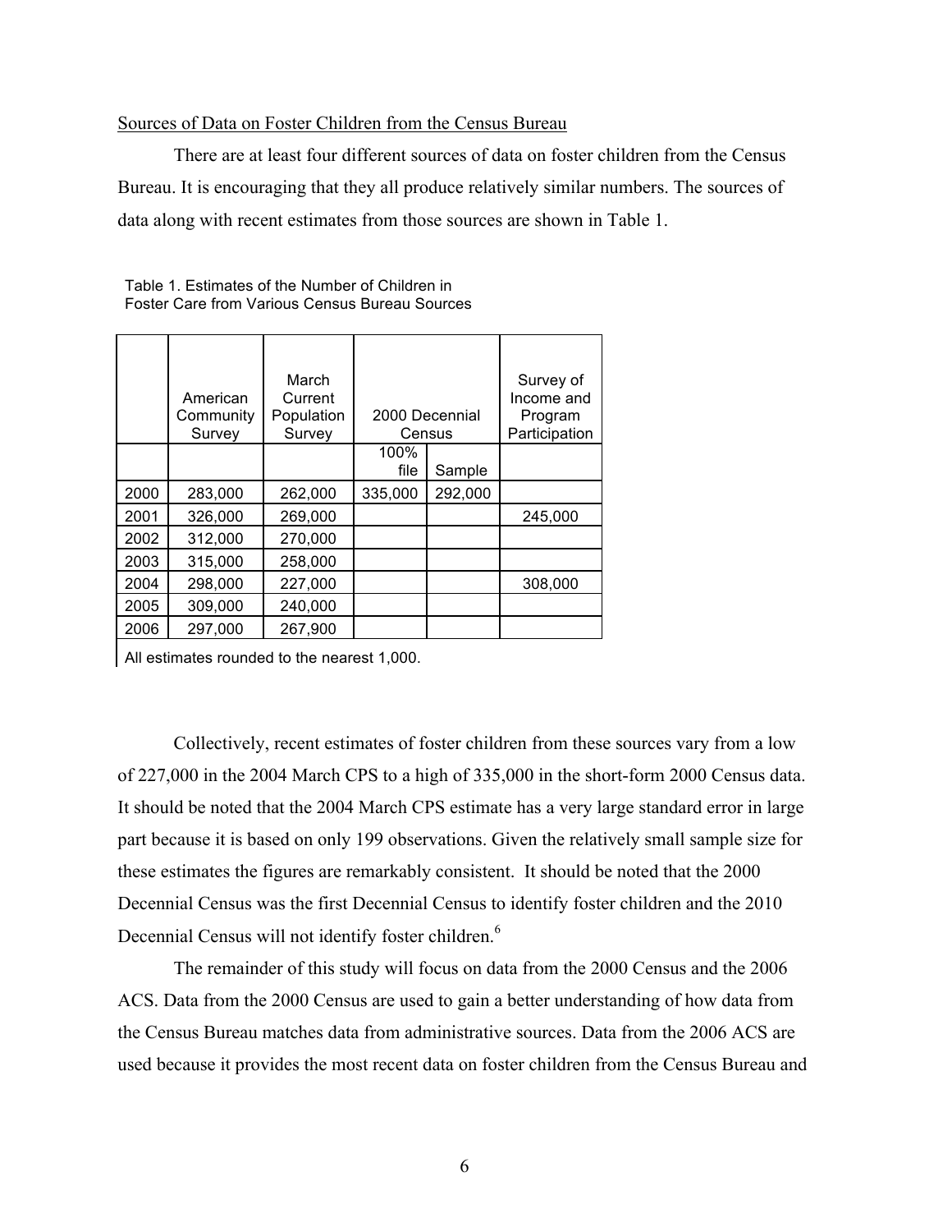Sources of Data on Foster Children from the Census Bureau

There are at least four different sources of data on foster children from the Census Bureau. It is encouraging that they all produce relatively similar numbers. The sources of data along with recent estimates from those sources are shown in Table 1.

Table 1. Estimates of the Number of Children in Foster Care from Various Census Bureau Sources

| | American Community Survey | March Current Population Survey | 2000 Decennial Census | | Survey of Income and Program Participation |
|---|---|---|---|---|---|
| | | | 100% file | Sample | |
| 2000 | 283,000 | 262,000 | 335,000 | 292,000 | |
| 2001 | 326,000 | 269,000 | | | 245,000 |
| 2002 | 312,000 | 270,000 | | | |
| 2003 | 315,000 | 258,000 | | | |
| 2004 | 298,000 | 227,000 | | | 308,000 |
| 2005 | 309,000 | 240,000 | | | |
| 2006 | 297,000 | 267,900 | | | |

All estimates rounded to the nearest 1,000.

Collectively, recent estimates of foster children from these sources vary from a low of 227,000 in the 2004 March CPS to a high of 335,000 in the short-form 2000 Census data. It should be noted that the 2004 March CPS estimate has a very large standard error in large part because it is based on only 199 observations. Given the relatively small sample size for these estimates the figures are remarkably consistent. It should be noted that the 2000 Decennial Census was the first Decennial Census to identify foster children and the 2010 Decennial Census will not identify foster children.[6]

The remainder of this study will focus on data from the 2000 Census and the 2006 ACS. Data from the 2000 Census are used to gain a better understanding of how data from the Census Bureau matches data from administrative sources. Data from the 2006 ACS are used because it provides the most recent data on foster children from the Census Bureau and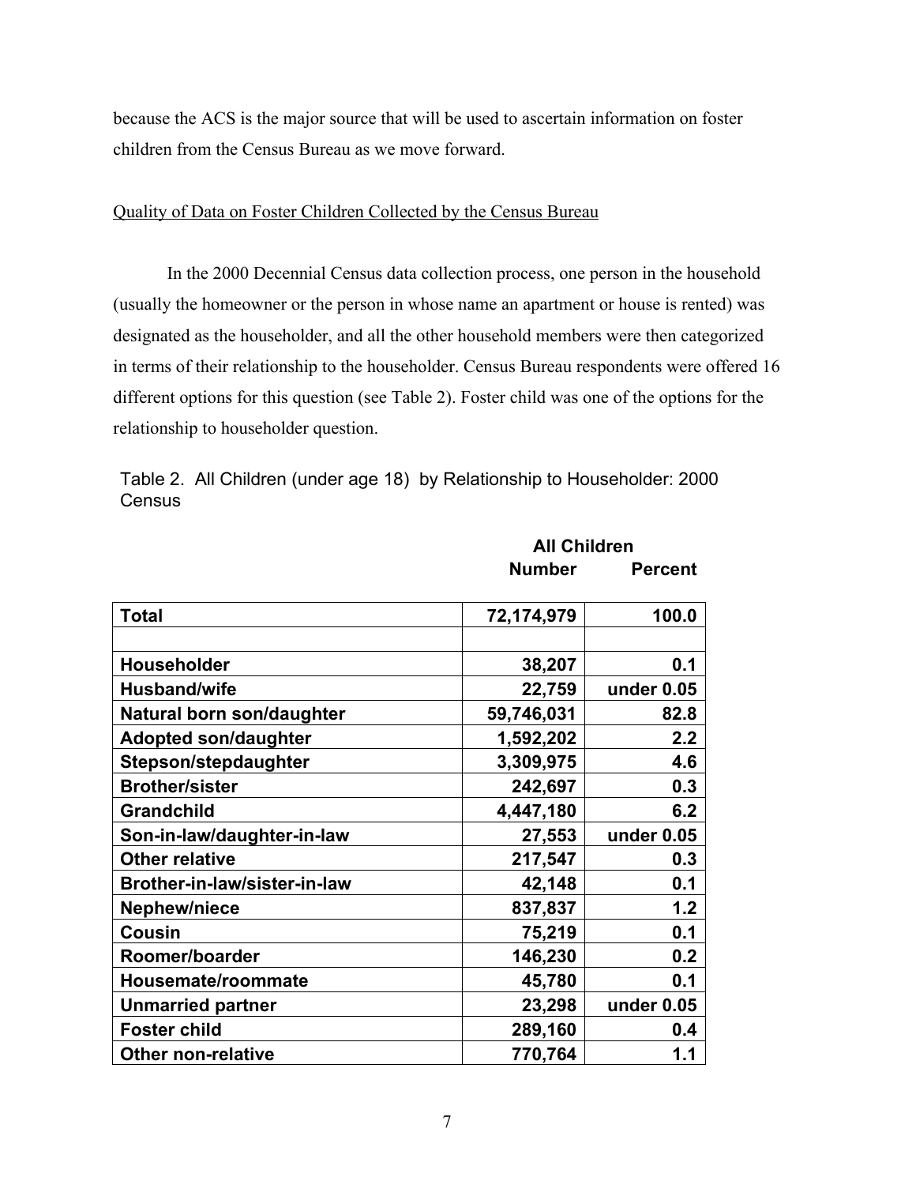because the ACS is the major source that will be used to ascertain information on foster children from the Census Bureau as we move forward.

Quality of Data on Foster Children Collected by the Census Bureau

In the 2000 Decennial Census data collection process, one person in the household (usually the homeowner or the person in whose name an apartment or house is rented) was designated as the householder, and all the other household members were then categorized in terms of their relationship to the householder. Census Bureau respondents were offered 16 different options for this question (see Table 2). Foster child was one of the options for the relationship to householder question.

Table 2. All Children (under age 18) by Relationship to Householder: 2000 Census

| | All Children | |
|---|---|---|
| | **Number** | **Percent** |
| **Total** | **72,174,979** | **100.0** |
| | | |
| **Householder** | **38,207** | **0.1** |
| **Husband/wife** | **22,759** | **under 0.05** |
| **Natural born son/daughter** | **59,746,031** | **82.8** |
| **Adopted son/daughter** | **1,592,202** | **2.2** |
| **Stepson/stepdaughter** | **3,309,975** | **4.6** |
| **Brother/sister** | **242,697** | **0.3** |
| **Grandchild** | **4,447,180** | **6.2** |
| **Son-in-law/daughter-in-law** | **27,553** | **under 0.05** |
| **Other relative** | **217,547** | **0.3** |
| **Brother-in-law/sister-in-law** | **42,148** | **0.1** |
| **Nephew/niece** | **837,837** | **1.2** |
| **Cousin** | **75,219** | **0.1** |
| **Roomer/boarder** | **146,230** | **0.2** |
| **Housemate/roommate** | **45,780** | **0.1** |
| **Unmarried partner** | **23,298** | **under 0.05** |
| **Foster child** | **289,160** | **0.4** |
| **Other non-relative** | **770,764** | **1.1** |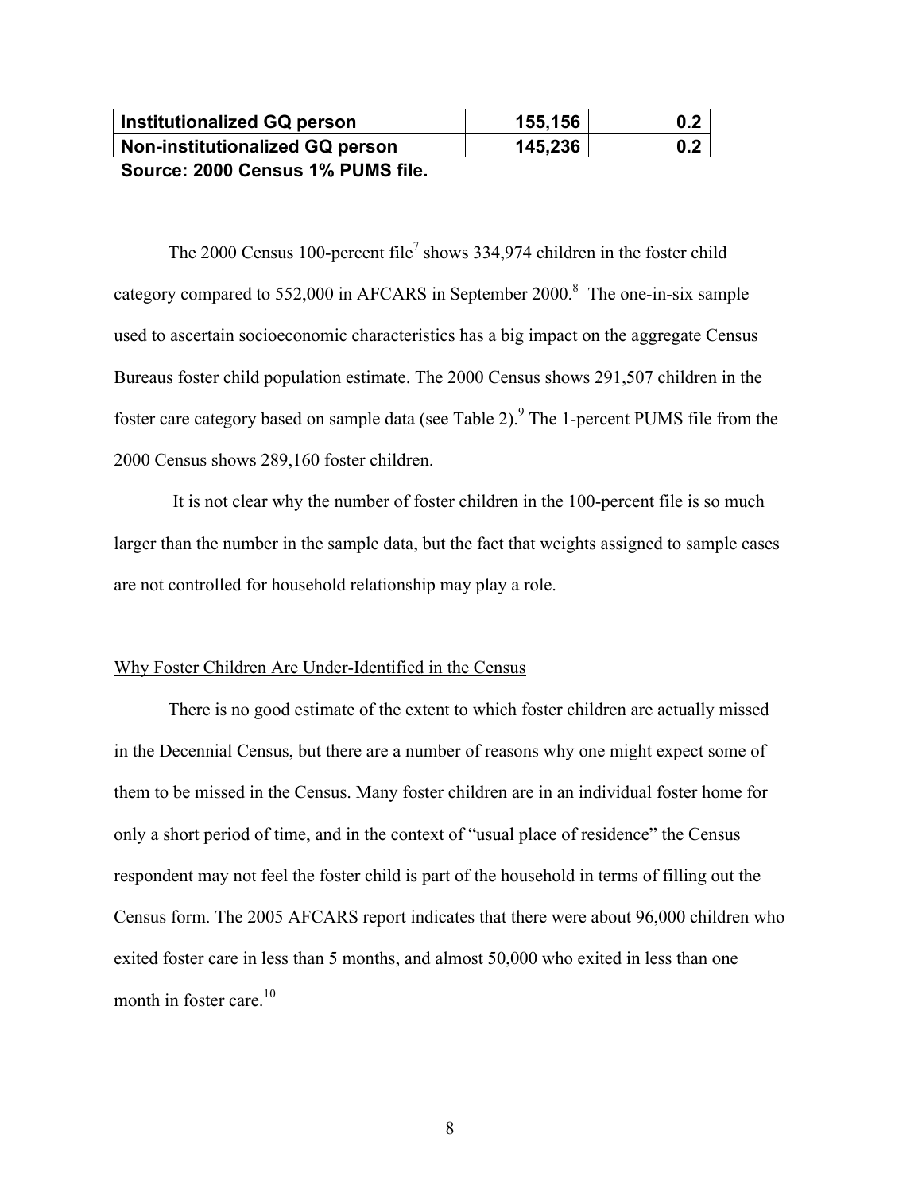| Institutionalized GQ person | 155,156 | 0.2 |
|---|---|---|
| Non-institutionalized GQ person | 145,236 | 0.2 |

**Source: 2000 Census 1% PUMS file.**

The 2000 Census 100-percent file[7] shows 334,974 children in the foster child category compared to 552,000 in AFCARS in September 2000.[8] The one-in-six sample used to ascertain socioeconomic characteristics has a big impact on the aggregate Census Bureaus foster child population estimate. The 2000 Census shows 291,507 children in the foster care category based on sample data (see Table 2).[9] The 1-percent PUMS file from the 2000 Census shows 289,160 foster children.

It is not clear why the number of foster children in the 100-percent file is so much larger than the number in the sample data, but the fact that weights assigned to sample cases are not controlled for household relationship may play a role.

## Why Foster Children Are Under-Identified in the Census

There is no good estimate of the extent to which foster children are actually missed in the Decennial Census, but there are a number of reasons why one might expect some of them to be missed in the Census. Many foster children are in an individual foster home for only a short period of time, and in the context of "usual place of residence" the Census respondent may not feel the foster child is part of the household in terms of filling out the Census form. The 2005 AFCARS report indicates that there were about 96,000 children who exited foster care in less than 5 months, and almost 50,000 who exited in less than one month in foster care.[10]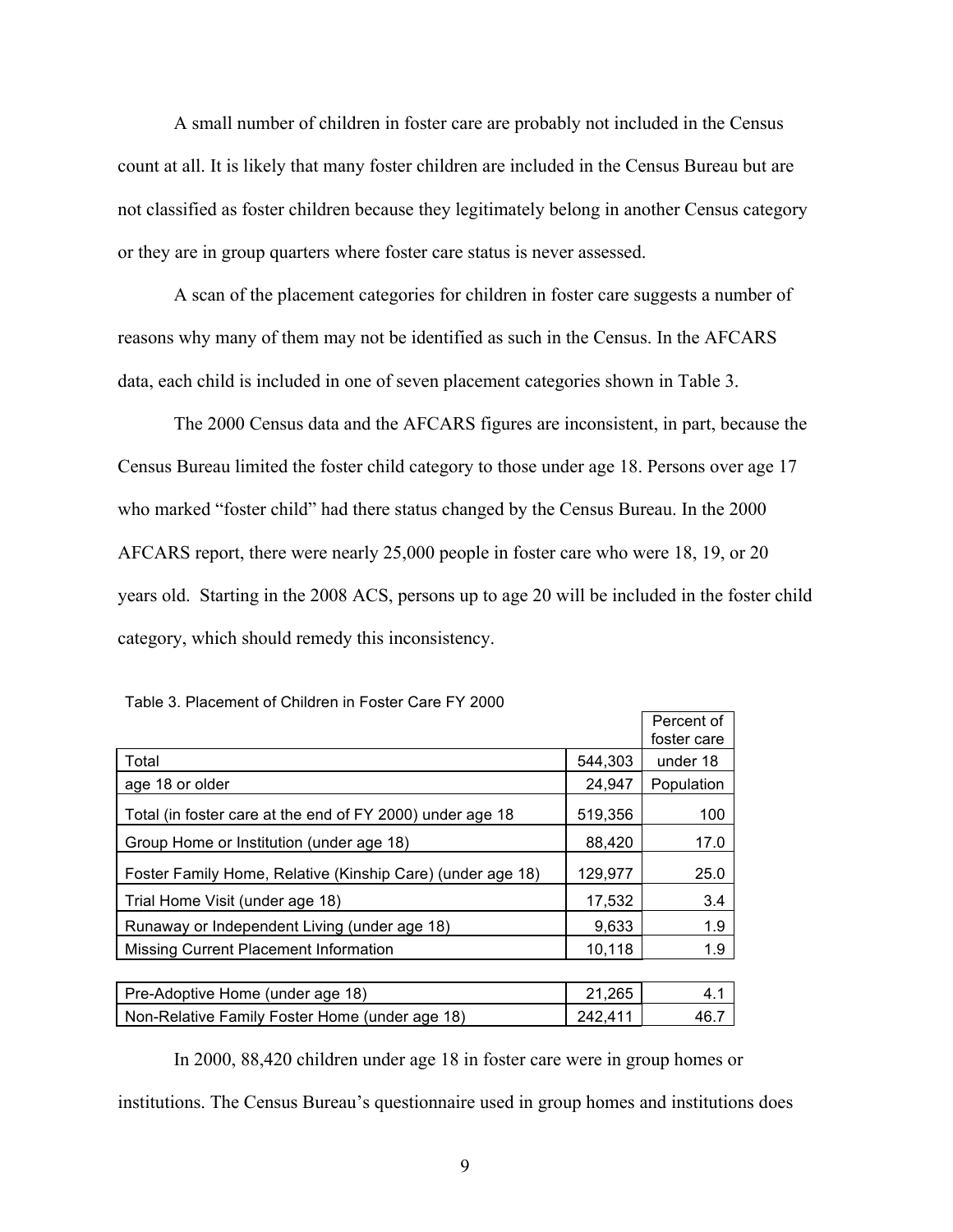A small number of children in foster care are probably not included in the Census count at all. It is likely that many foster children are included in the Census Bureau but are not classified as foster children because they legitimately belong in another Census category or they are in group quarters where foster care status is never assessed.

A scan of the placement categories for children in foster care suggests a number of reasons why many of them may not be identified as such in the Census. In the AFCARS data, each child is included in one of seven placement categories shown in Table 3.

The 2000 Census data and the AFCARS figures are inconsistent, in part, because the Census Bureau limited the foster child category to those under age 18. Persons over age 17 who marked "foster child" had there status changed by the Census Bureau. In the 2000 AFCARS report, there were nearly 25,000 people in foster care who were 18, 19, or 20 years old. Starting in the 2008 ACS, persons up to age 20 will be included in the foster child category, which should remedy this inconsistency.

Table 3. Placement of Children in Foster Care FY 2000

| | | Percent of foster care under 18 Population |
|---|---|---|
| Total | 544,303 | |
| age 18 or older | 24,947 | |
| Total (in foster care at the end of FY 2000) under age 18 | 519,356 | 100 |
| Group Home or Institution (under age 18) | 88,420 | 17.0 |
| Foster Family Home, Relative (Kinship Care) (under age 18) | 129,977 | 25.0 |
| Trial Home Visit (under age 18) | 17,532 | 3.4 |
| Runaway or Independent Living (under age 18) | 9,633 | 1.9 |
| Missing Current Placement Information | 10,118 | 1.9 |
| Pre-Adoptive Home (under age 18) | 21,265 | 4.1 |
| Non-Relative Family Foster Home (under age 18) | 242,411 | 46.7 |

In 2000, 88,420 children under age 18 in foster care were in group homes or institutions. The Census Bureau's questionnaire used in group homes and institutions does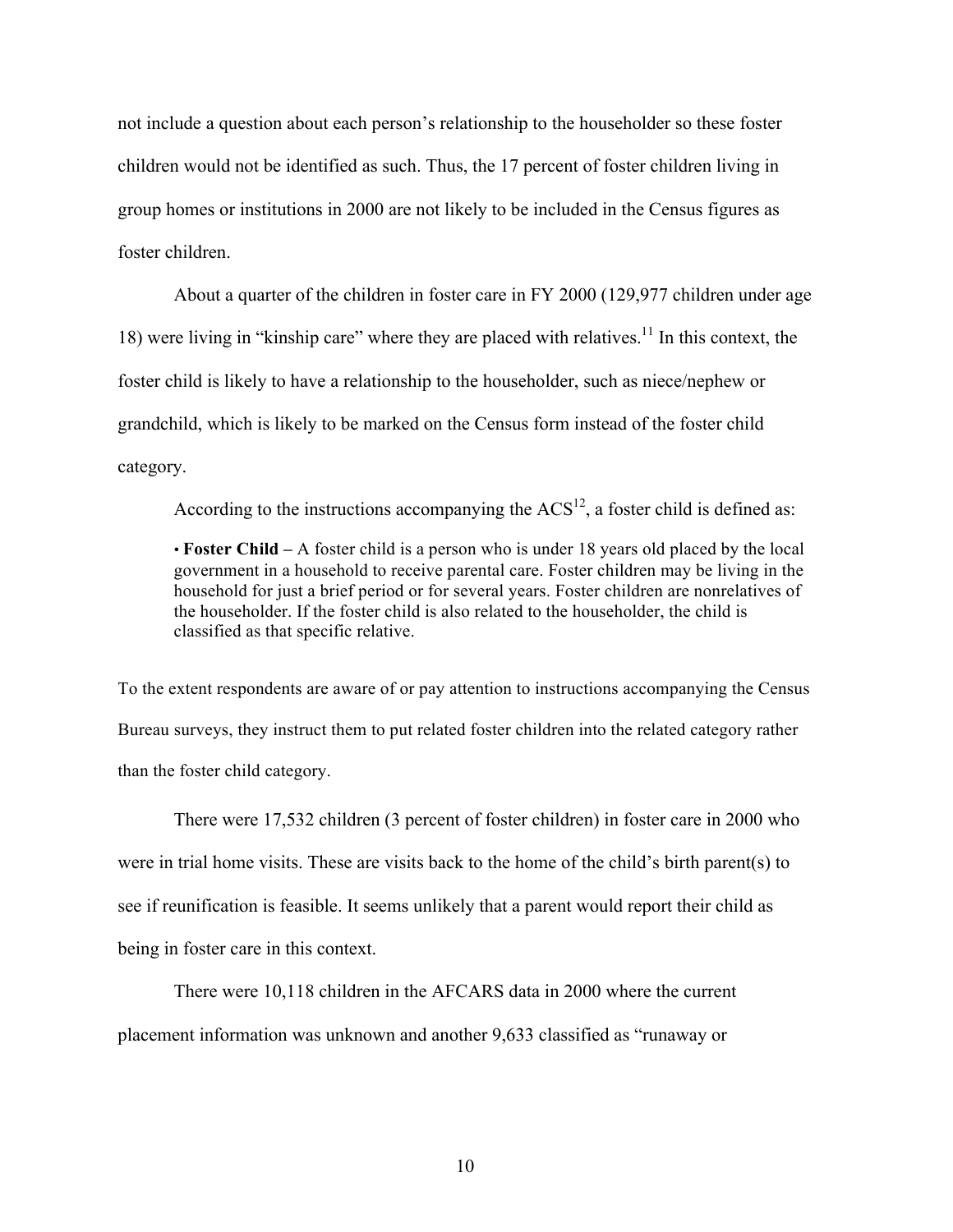not include a question about each person's relationship to the householder so these foster children would not be identified as such. Thus, the 17 percent of foster children living in group homes or institutions in 2000 are not likely to be included in the Census figures as foster children.

About a quarter of the children in foster care in FY 2000 (129,977 children under age 18) were living in "kinship care" where they are placed with relatives.[11] In this context, the foster child is likely to have a relationship to the householder, such as niece/nephew or grandchild, which is likely to be marked on the Census form instead of the foster child category.

According to the instructions accompanying the ACS[12], a foster child is defined as:

> • **Foster Child –** A foster child is a person who is under 18 years old placed by the local government in a household to receive parental care. Foster children may be living in the household for just a brief period or for several years. Foster children are nonrelatives of the householder. If the foster child is also related to the householder, the child is classified as that specific relative.

To the extent respondents are aware of or pay attention to instructions accompanying the Census Bureau surveys, they instruct them to put related foster children into the related category rather than the foster child category.

There were 17,532 children (3 percent of foster children) in foster care in 2000 who were in trial home visits. These are visits back to the home of the child's birth parent(s) to see if reunification is feasible. It seems unlikely that a parent would report their child as being in foster care in this context.

There were 10,118 children in the AFCARS data in 2000 where the current placement information was unknown and another 9,633 classified as "runaway or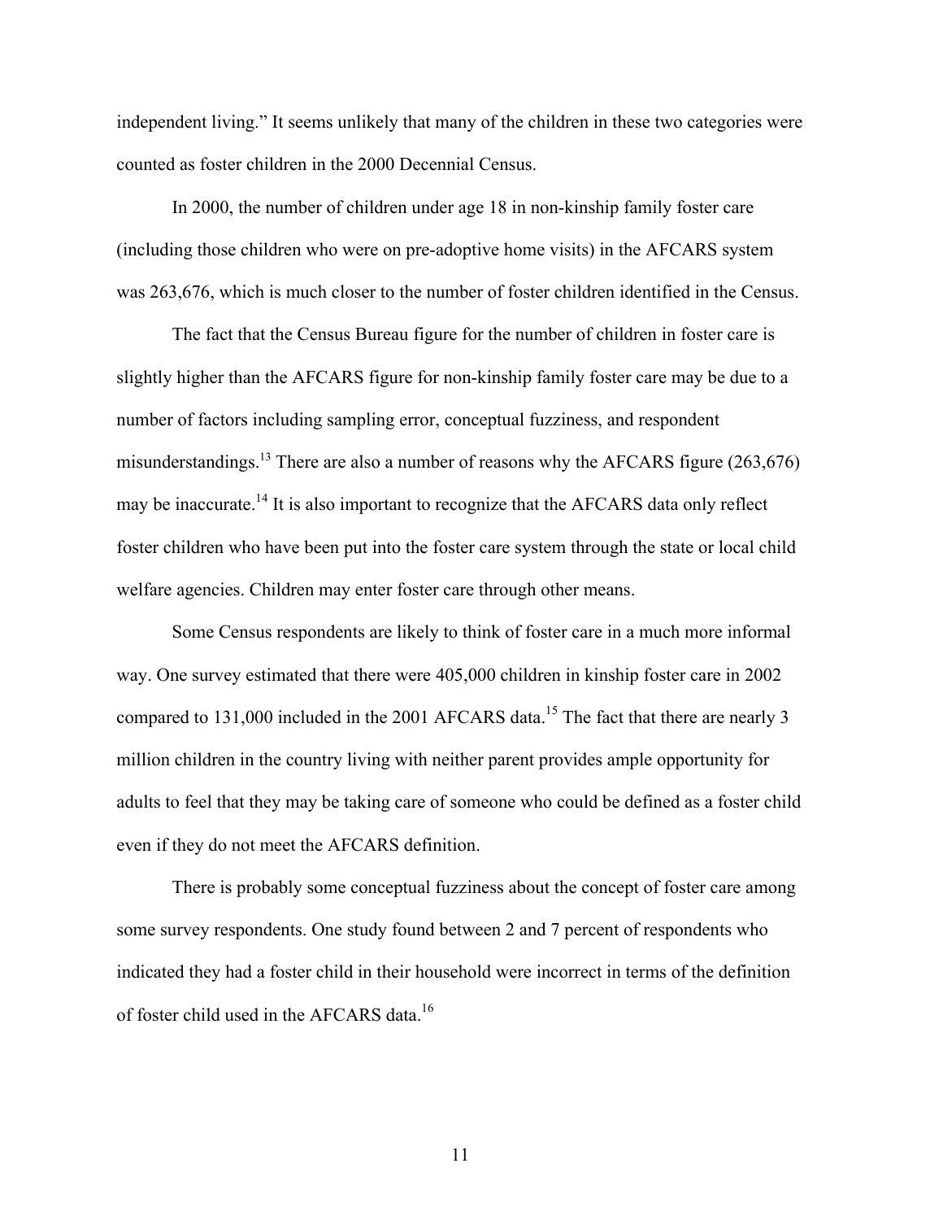independent living." It seems unlikely that many of the children in these two categories were counted as foster children in the 2000 Decennial Census.

In 2000, the number of children under age 18 in non-kinship family foster care (including those children who were on pre-adoptive home visits) in the AFCARS system was 263,676, which is much closer to the number of foster children identified in the Census.

The fact that the Census Bureau figure for the number of children in foster care is slightly higher than the AFCARS figure for non-kinship family foster care may be due to a number of factors including sampling error, conceptual fuzziness, and respondent misunderstandings.[13] There are also a number of reasons why the AFCARS figure (263,676) may be inaccurate.[14] It is also important to recognize that the AFCARS data only reflect foster children who have been put into the foster care system through the state or local child welfare agencies. Children may enter foster care through other means.

Some Census respondents are likely to think of foster care in a much more informal way. One survey estimated that there were 405,000 children in kinship foster care in 2002 compared to 131,000 included in the 2001 AFCARS data.[15] The fact that there are nearly 3 million children in the country living with neither parent provides ample opportunity for adults to feel that they may be taking care of someone who could be defined as a foster child even if they do not meet the AFCARS definition.

There is probably some conceptual fuzziness about the concept of foster care among some survey respondents. One study found between 2 and 7 percent of respondents who indicated they had a foster child in their household were incorrect in terms of the definition of foster child used in the AFCARS data.[16]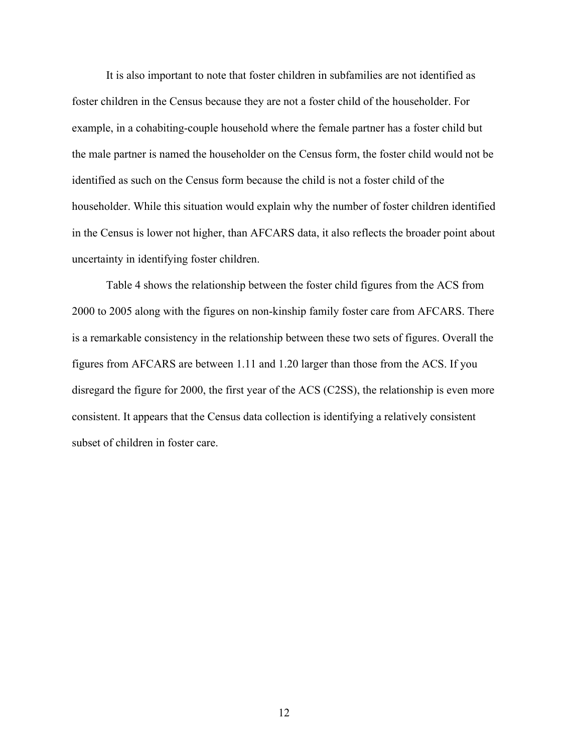It is also important to note that foster children in subfamilies are not identified as foster children in the Census because they are not a foster child of the householder. For example, in a cohabiting-couple household where the female partner has a foster child but the male partner is named the householder on the Census form, the foster child would not be identified as such on the Census form because the child is not a foster child of the householder. While this situation would explain why the number of foster children identified in the Census is lower not higher, than AFCARS data, it also reflects the broader point about uncertainty in identifying foster children.

Table 4 shows the relationship between the foster child figures from the ACS from 2000 to 2005 along with the figures on non-kinship family foster care from AFCARS. There is a remarkable consistency in the relationship between these two sets of figures. Overall the figures from AFCARS are between 1.11 and 1.20 larger than those from the ACS. If you disregard the figure for 2000, the first year of the ACS (C2SS), the relationship is even more consistent. It appears that the Census data collection is identifying a relatively consistent subset of children in foster care.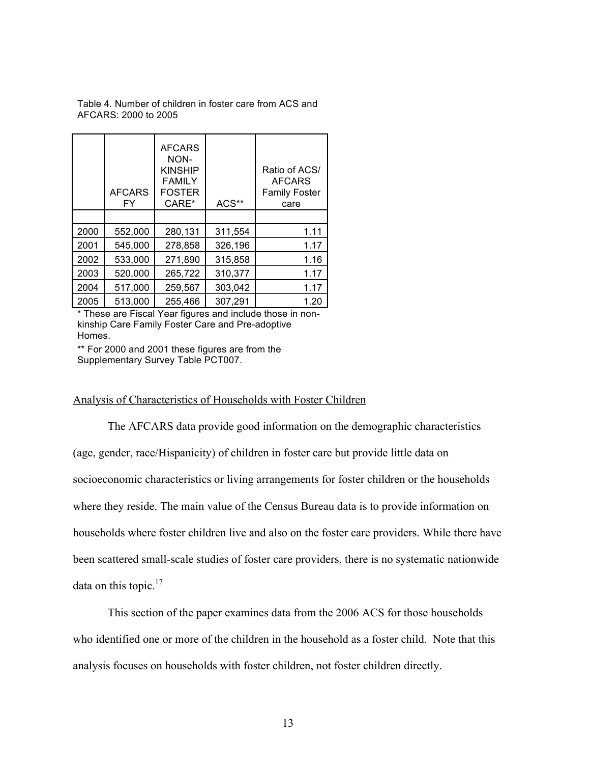Table 4. Number of children in foster care from ACS and AFCARS: 2000 to 2005

| | AFCARS FY | AFCARS NON-KINSHIP FAMILY FOSTER CARE* | ACS** | Ratio of ACS/ AFCARS Family Foster care |
|---|---|---|---|---|
| | | | | |
| 2000 | 552,000 | 280,131 | 311,554 | 1.11 |
| 2001 | 545,000 | 278,858 | 326,196 | 1.17 |
| 2002 | 533,000 | 271,890 | 315,858 | 1.16 |
| 2003 | 520,000 | 265,722 | 310,377 | 1.17 |
| 2004 | 517,000 | 259,567 | 303,042 | 1.17 |
| 2005 | 513,000 | 255,466 | 307,291 | 1.20 |

\* These are Fiscal Year figures and include those in non-kinship Care Family Foster Care and Pre-adoptive Homes.

** For 2000 and 2001 these figures are from the Supplementary Survey Table PCT007.

## Analysis of Characteristics of Households with Foster Children

The AFCARS data provide good information on the demographic characteristics (age, gender, race/Hispanicity) of children in foster care but provide little data on socioeconomic characteristics or living arrangements for foster children or the households where they reside. The main value of the Census Bureau data is to provide information on households where foster children live and also on the foster care providers. While there have been scattered small-scale studies of foster care providers, there is no systematic nationwide data on this topic.[17]

This section of the paper examines data from the 2006 ACS for those households who identified one or more of the children in the household as a foster child. Note that this analysis focuses on households with foster children, not foster children directly.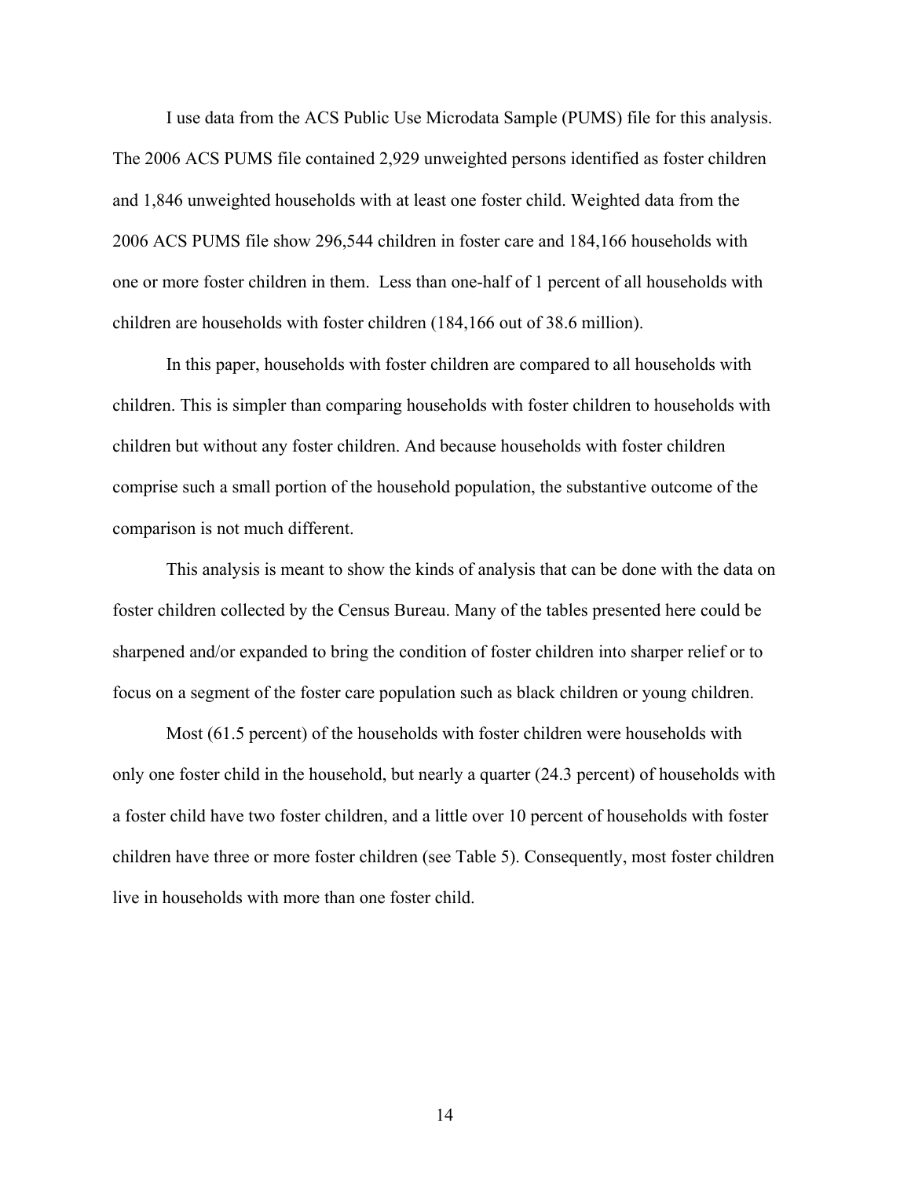I use data from the ACS Public Use Microdata Sample (PUMS) file for this analysis. The 2006 ACS PUMS file contained 2,929 unweighted persons identified as foster children and 1,846 unweighted households with at least one foster child. Weighted data from the 2006 ACS PUMS file show 296,544 children in foster care and 184,166 households with one or more foster children in them. Less than one-half of 1 percent of all households with children are households with foster children (184,166 out of 38.6 million).

In this paper, households with foster children are compared to all households with children. This is simpler than comparing households with foster children to households with children but without any foster children. And because households with foster children comprise such a small portion of the household population, the substantive outcome of the comparison is not much different.

This analysis is meant to show the kinds of analysis that can be done with the data on foster children collected by the Census Bureau. Many of the tables presented here could be sharpened and/or expanded to bring the condition of foster children into sharper relief or to focus on a segment of the foster care population such as black children or young children.

Most (61.5 percent) of the households with foster children were households with only one foster child in the household, but nearly a quarter (24.3 percent) of households with a foster child have two foster children, and a little over 10 percent of households with foster children have three or more foster children (see Table 5). Consequently, most foster children live in households with more than one foster child.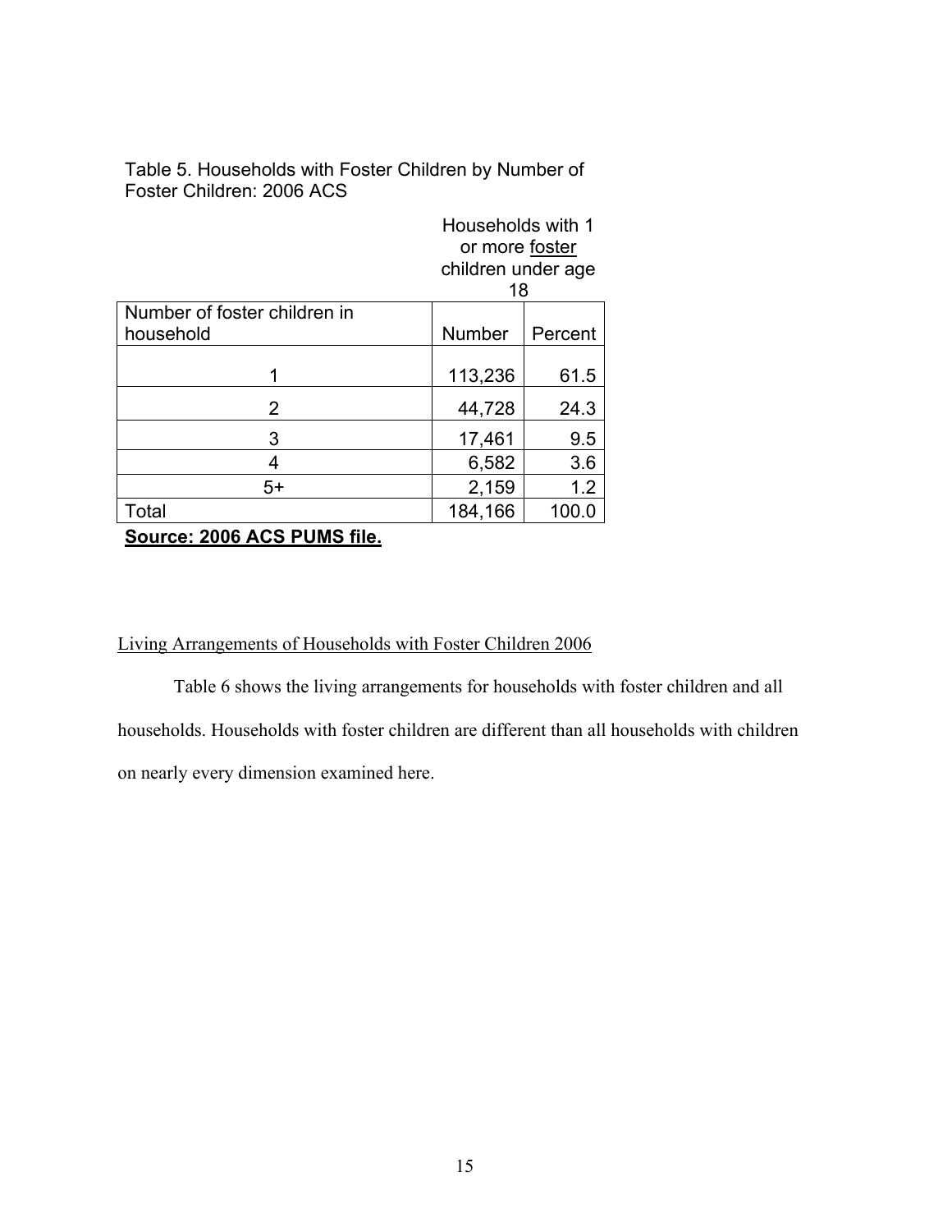Table 5. Households with Foster Children by Number of Foster Children: 2006 ACS

| | Households with 1 or more foster children under age 18 | |
|---|---|---|
| Number of foster children in household | Number | Percent |
| 1 | 113,236 | 61.5 |
| 2 | 44,728 | 24.3 |
| 3 | 17,461 | 9.5 |
| 4 | 6,582 | 3.6 |
| 5+ | 2,159 | 1.2 |
| Total | 184,166 | 100.0 |

**Source: 2006 ACS PUMS file.**

## Living Arrangements of Households with Foster Children 2006

Table 6 shows the living arrangements for households with foster children and all households. Households with foster children are different than all households with children on nearly every dimension examined here.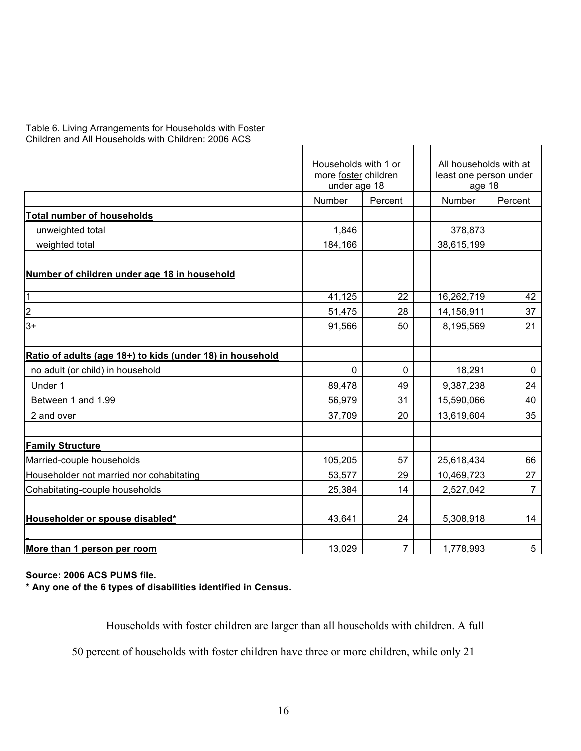Table 6. Living Arrangements for Households with Foster Children and All Households with Children: 2006 ACS

| | Households with 1 or more foster children under age 18 | | | All households with at least one person under age 18 | |
|---|---|---|---|---|---|
| | Number | Percent | | Number | Percent |
| **Total number of households** | | | | | |
| unweighted total | 1,846 | | | 378,873 | |
| weighted total | 184,166 | | | 38,615,199 | |
| | | | | | |
| **Number of children under age 18 in household** | | | | | |
| | | | | | |
| 1 | 41,125 | 22 | | 16,262,719 | 42 |
| 2 | 51,475 | 28 | | 14,156,911 | 37 |
| 3+ | 91,566 | 50 | | 8,195,569 | 21 |
| | | | | | |
| **Ratio of adults (age 18+) to kids (under 18) in household** | | | | | |
| no adult (or child) in household | 0 | 0 | | 18,291 | 0 |
| Under 1 | 89,478 | 49 | | 9,387,238 | 24 |
| Between 1 and 1.99 | 56,979 | 31 | | 15,590,066 | 40 |
| 2 and over | 37,709 | 20 | | 13,619,604 | 35 |
| | | | | | |
| **Family Structure** | | | | | |
| Married-couple households | 105,205 | 57 | | 25,618,434 | 66 |
| Householder not married nor cohabitating | 53,577 | 29 | | 10,469,723 | 27 |
| Cohabitating-couple households | 25,384 | 14 | | 2,527,042 | 7 |
| | | | | | |
| **Householder or spouse disabled*** | 43,641 | 24 | | 5,308,918 | 14 |
| | | | | | |
| **More than 1 person per room** | 13,029 | 7 | | 1,778,993 | 5 |

**Source: 2006 ACS PUMS file.**
**\* Any one of the 6 types of disabilities identified in Census.**

Households with foster children are larger than all households with children. A full 50 percent of households with foster children have three or more children, while only 21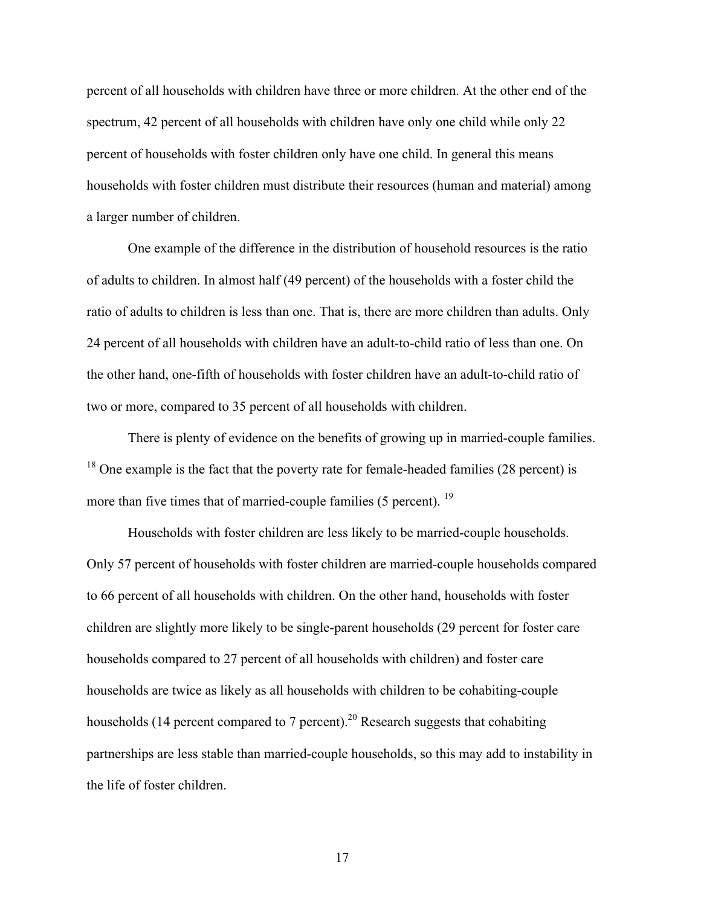percent of all households with children have three or more children. At the other end of the spectrum, 42 percent of all households with children have only one child while only 22 percent of households with foster children only have one child. In general this means households with foster children must distribute their resources (human and material) among a larger number of children.

One example of the difference in the distribution of household resources is the ratio of adults to children. In almost half (49 percent) of the households with a foster child the ratio of adults to children is less than one. That is, there are more children than adults. Only 24 percent of all households with children have an adult-to-child ratio of less than one. On the other hand, one-fifth of households with foster children have an adult-to-child ratio of two or more, compared to 35 percent of all households with children.

There is plenty of evidence on the benefits of growing up in married-couple families. [18] One example is the fact that the poverty rate for female-headed families (28 percent) is more than five times that of married-couple families (5 percent). [19]

Households with foster children are less likely to be married-couple households. Only 57 percent of households with foster children are married-couple households compared to 66 percent of all households with children. On the other hand, households with foster children are slightly more likely to be single-parent households (29 percent for foster care households compared to 27 percent of all households with children) and foster care households are twice as likely as all households with children to be cohabiting-couple households (14 percent compared to 7 percent).[20] Research suggests that cohabiting partnerships are less stable than married-couple households, so this may add to instability in the life of foster children.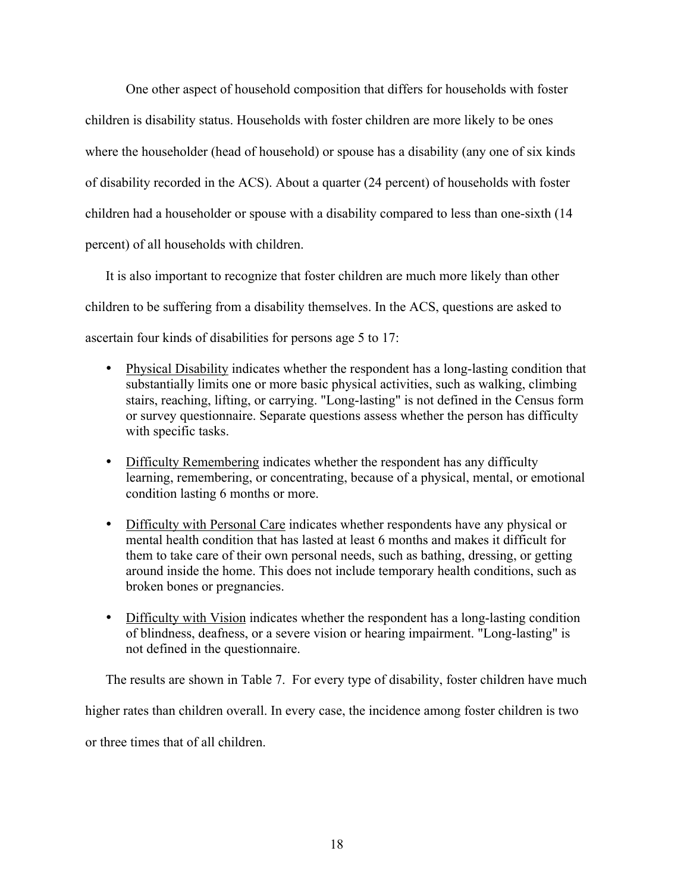One other aspect of household composition that differs for households with foster children is disability status. Households with foster children are more likely to be ones where the householder (head of household) or spouse has a disability (any one of six kinds of disability recorded in the ACS). About a quarter (24 percent) of households with foster children had a householder or spouse with a disability compared to less than one-sixth (14 percent) of all households with children.

It is also important to recognize that foster children are much more likely than other children to be suffering from a disability themselves. In the ACS, questions are asked to ascertain four kinds of disabilities for persons age 5 to 17:

- Physical Disability indicates whether the respondent has a long-lasting condition that substantially limits one or more basic physical activities, such as walking, climbing stairs, reaching, lifting, or carrying. "Long-lasting" is not defined in the Census form or survey questionnaire. Separate questions assess whether the person has difficulty with specific tasks.
- Difficulty Remembering indicates whether the respondent has any difficulty learning, remembering, or concentrating, because of a physical, mental, or emotional condition lasting 6 months or more.
- Difficulty with Personal Care indicates whether respondents have any physical or mental health condition that has lasted at least 6 months and makes it difficult for them to take care of their own personal needs, such as bathing, dressing, or getting around inside the home. This does not include temporary health conditions, such as broken bones or pregnancies.
- Difficulty with Vision indicates whether the respondent has a long-lasting condition of blindness, deafness, or a severe vision or hearing impairment. "Long-lasting" is not defined in the questionnaire.

The results are shown in Table 7. For every type of disability, foster children have much higher rates than children overall. In every case, the incidence among foster children is two or three times that of all children.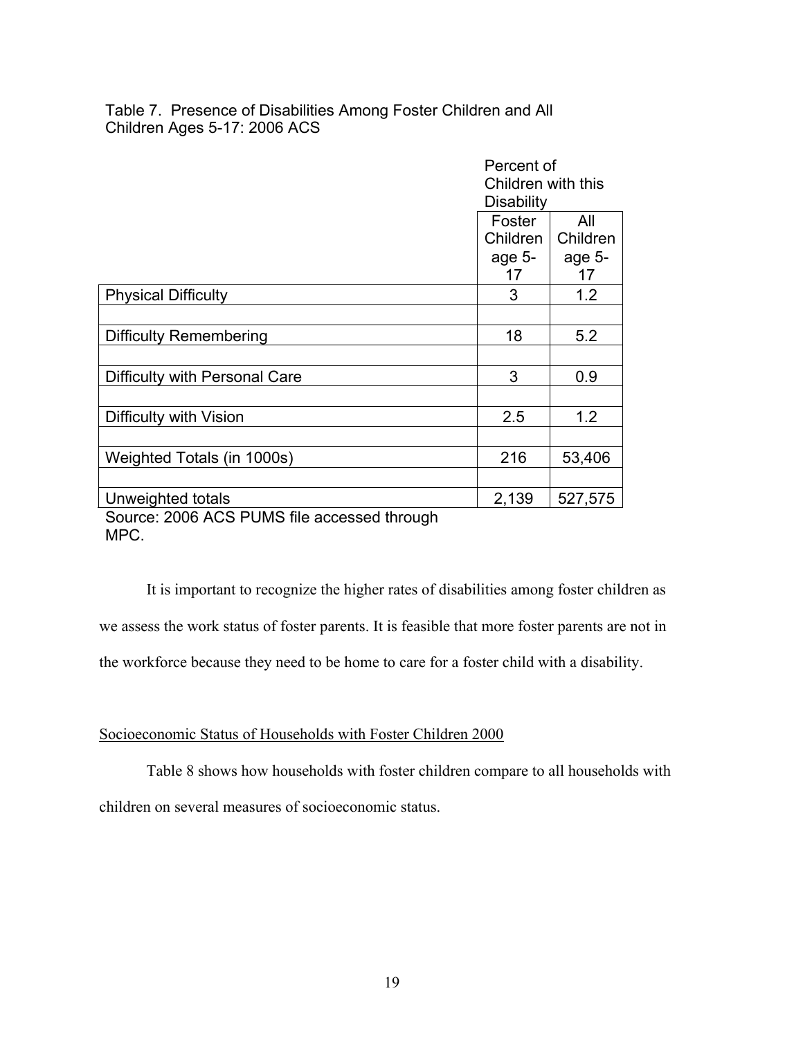Table 7. Presence of Disabilities Among Foster Children and All Children Ages 5-17: 2006 ACS

| | Percent of Children with this Disability | |
|---|---|---|
| | Foster Children age 5-17 | All Children age 5-17 |
| Physical Difficulty | 3 | 1.2 |
| Difficulty Remembering | 18 | 5.2 |
| Difficulty with Personal Care | 3 | 0.9 |
| Difficulty with Vision | 2.5 | 1.2 |
| Weighted Totals (in 1000s) | 216 | 53,406 |
| Unweighted totals | 2,139 | 527,575 |

Source: 2006 ACS PUMS file accessed through MPC.

It is important to recognize the higher rates of disabilities among foster children as we assess the work status of foster parents. It is feasible that more foster parents are not in the workforce because they need to be home to care for a foster child with a disability.

Socioeconomic Status of Households with Foster Children 2000

Table 8 shows how households with foster children compare to all households with children on several measures of socioeconomic status.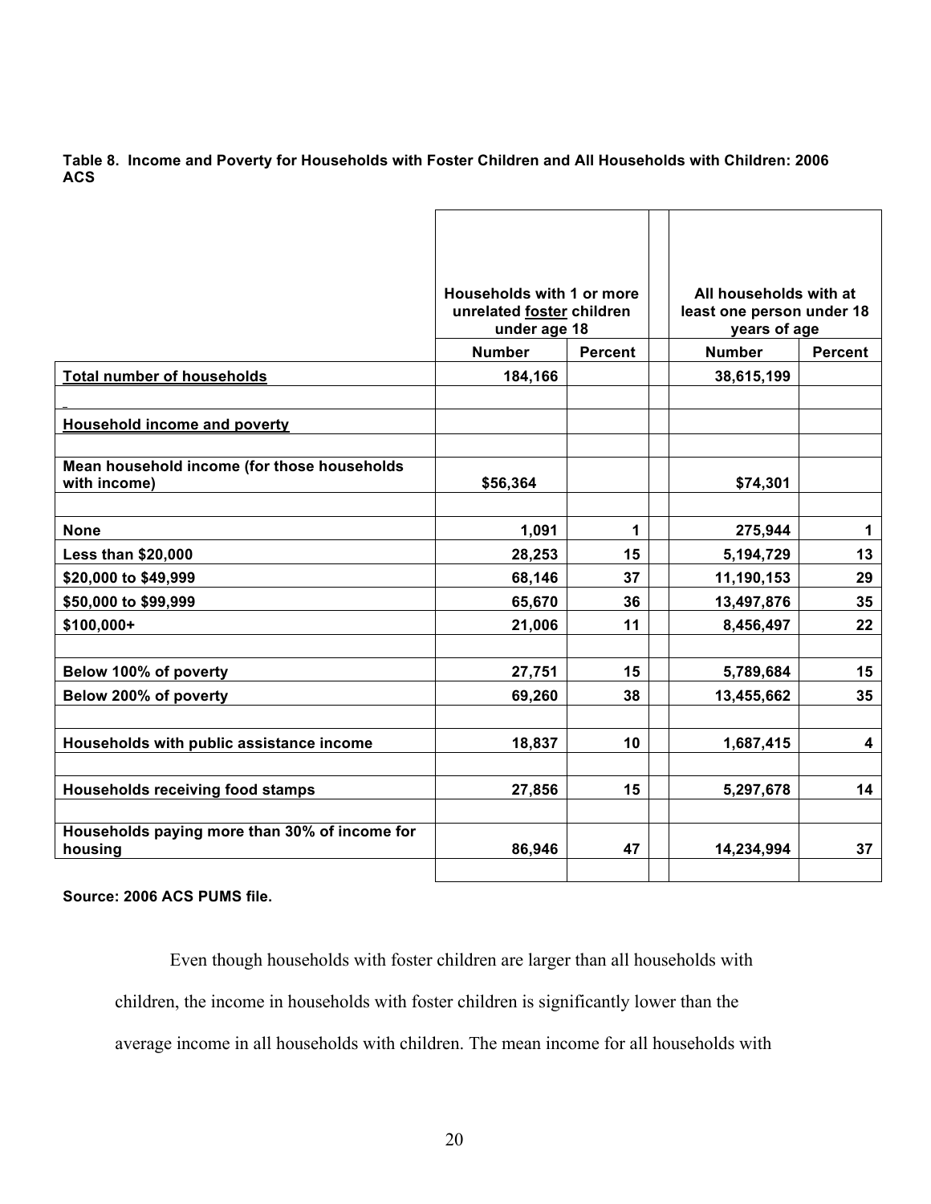**Table 8. Income and Poverty for Households with Foster Children and All Households with Children: 2006 ACS**

| | Households with 1 or more unrelated foster children under age 18 | | All households with at least one person under 18 years of age | |
|---|---|---|---|---|
| | **Number** | **Percent** | **Number** | **Percent** |
| **Total number of households** | 184,166 | | 38,615,199 | |
| | | | | |
| **Household income and poverty** | | | | |
| | | | | |
| **Mean household income (for those households with income)** | $56,364 | | $74,301 | |
| | | | | |
| **None** | 1,091 | 1 | 275,944 | 1 |
| **Less than $20,000** | 28,253 | 15 | 5,194,729 | 13 |
| **$20,000 to $49,999** | 68,146 | 37 | 11,190,153 | 29 |
| **$50,000 to $99,999** | 65,670 | 36 | 13,497,876 | 35 |
| **$100,000+** | 21,006 | 11 | 8,456,497 | 22 |
| | | | | |
| **Below 100% of poverty** | 27,751 | 15 | 5,789,684 | 15 |
| **Below 200% of poverty** | 69,260 | 38 | 13,455,662 | 35 |
| | | | | |
| **Households with public assistance income** | 18,837 | 10 | 1,687,415 | 4 |
| | | | | |
| **Households receiving food stamps** | 27,856 | 15 | 5,297,678 | 14 |
| | | | | |
| **Households paying more than 30% of income for housing** | 86,946 | 47 | 14,234,994 | 37 |

**Source: 2006 ACS PUMS file.**

Even though households with foster children are larger than all households with children, the income in households with foster children is significantly lower than the average income in all households with children. The mean income for all households with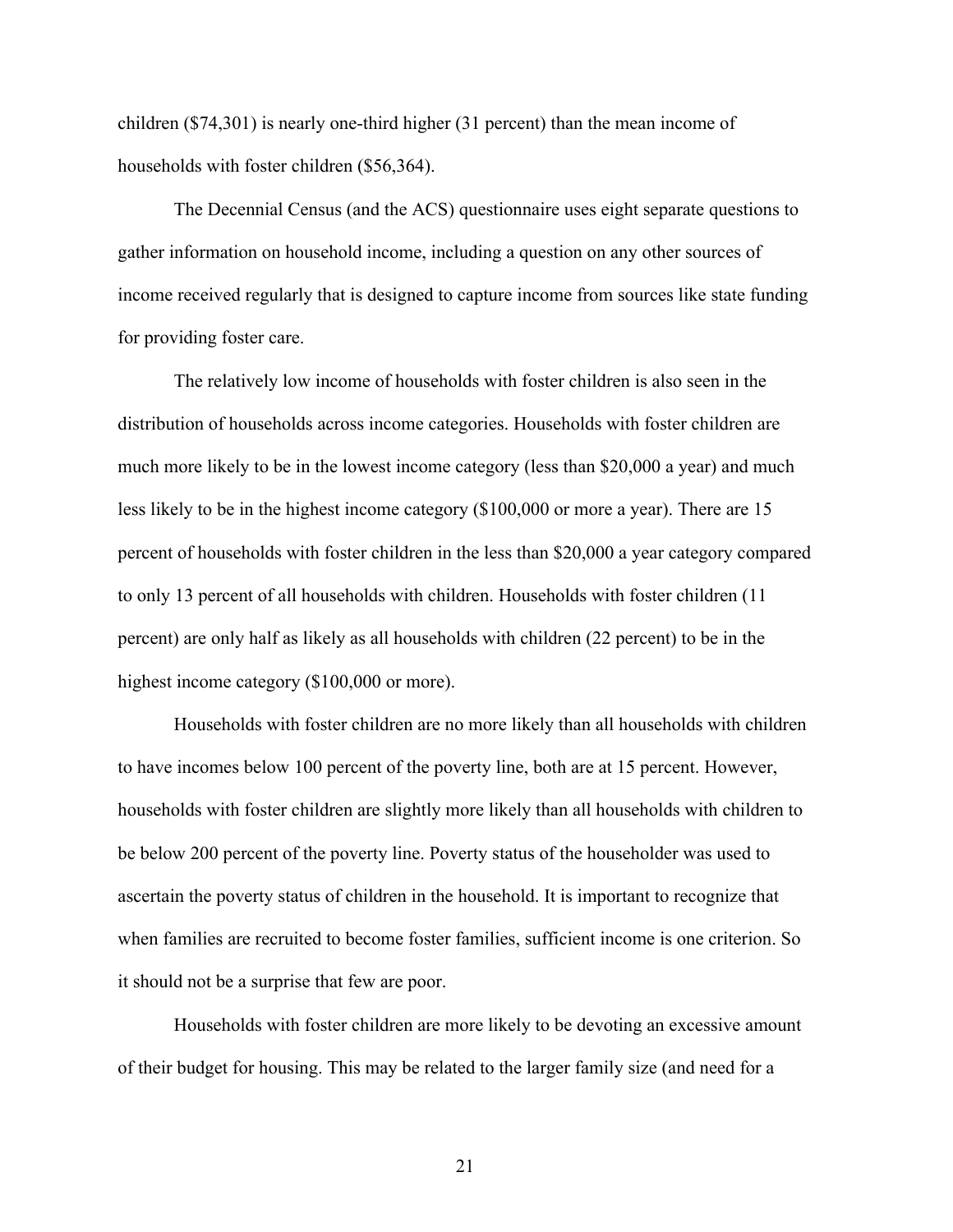children ($74,301) is nearly one-third higher (31 percent) than the mean income of households with foster children ($56,364).

The Decennial Census (and the ACS) questionnaire uses eight separate questions to gather information on household income, including a question on any other sources of income received regularly that is designed to capture income from sources like state funding for providing foster care.

The relatively low income of households with foster children is also seen in the distribution of households across income categories. Households with foster children are much more likely to be in the lowest income category (less than $20,000 a year) and much less likely to be in the highest income category ($100,000 or more a year). There are 15 percent of households with foster children in the less than $20,000 a year category compared to only 13 percent of all households with children. Households with foster children (11 percent) are only half as likely as all households with children (22 percent) to be in the highest income category ($100,000 or more).

Households with foster children are no more likely than all households with children to have incomes below 100 percent of the poverty line, both are at 15 percent. However, households with foster children are slightly more likely than all households with children to be below 200 percent of the poverty line. Poverty status of the householder was used to ascertain the poverty status of children in the household. It is important to recognize that when families are recruited to become foster families, sufficient income is one criterion. So it should not be a surprise that few are poor.

Households with foster children are more likely to be devoting an excessive amount of their budget for housing. This may be related to the larger family size (and need for a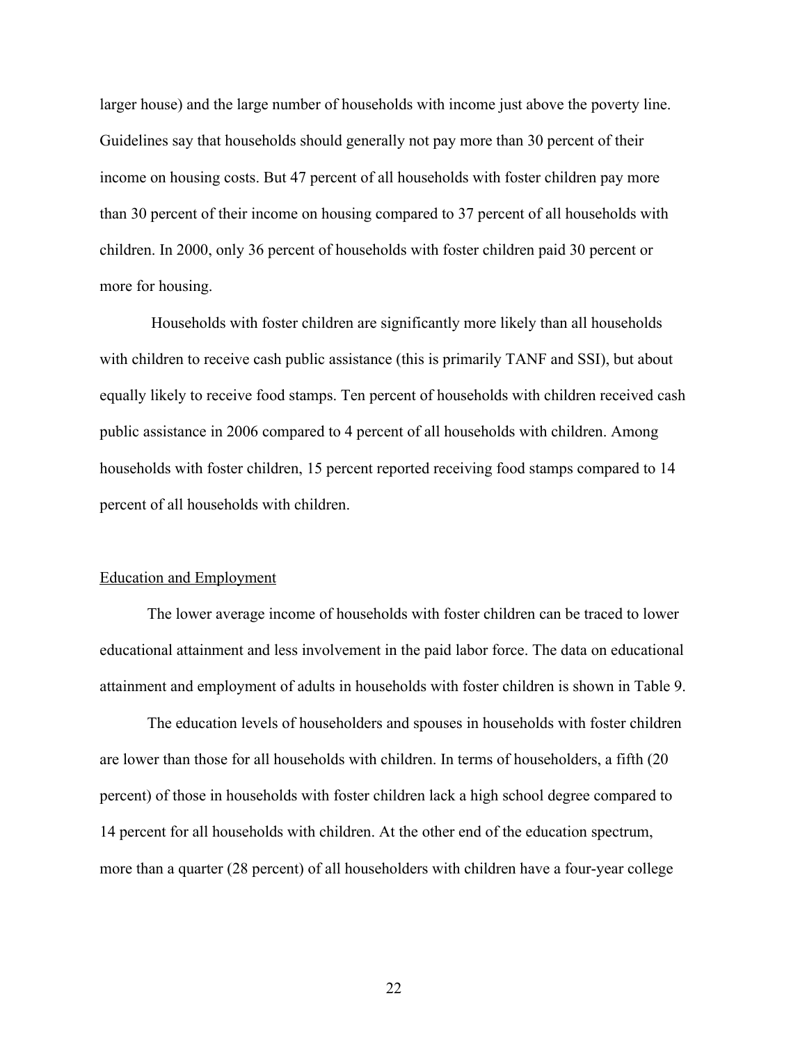larger house) and the large number of households with income just above the poverty line. Guidelines say that households should generally not pay more than 30 percent of their income on housing costs. But 47 percent of all households with foster children pay more than 30 percent of their income on housing compared to 37 percent of all households with children. In 2000, only 36 percent of households with foster children paid 30 percent or more for housing.

Households with foster children are significantly more likely than all households with children to receive cash public assistance (this is primarily TANF and SSI), but about equally likely to receive food stamps. Ten percent of households with children received cash public assistance in 2006 compared to 4 percent of all households with children. Among households with foster children, 15 percent reported receiving food stamps compared to 14 percent of all households with children.

## Education and Employment

The lower average income of households with foster children can be traced to lower educational attainment and less involvement in the paid labor force. The data on educational attainment and employment of adults in households with foster children is shown in Table 9.

The education levels of householders and spouses in households with foster children are lower than those for all households with children. In terms of householders, a fifth (20 percent) of those in households with foster children lack a high school degree compared to 14 percent for all households with children. At the other end of the education spectrum, more than a quarter (28 percent) of all householders with children have a four-year college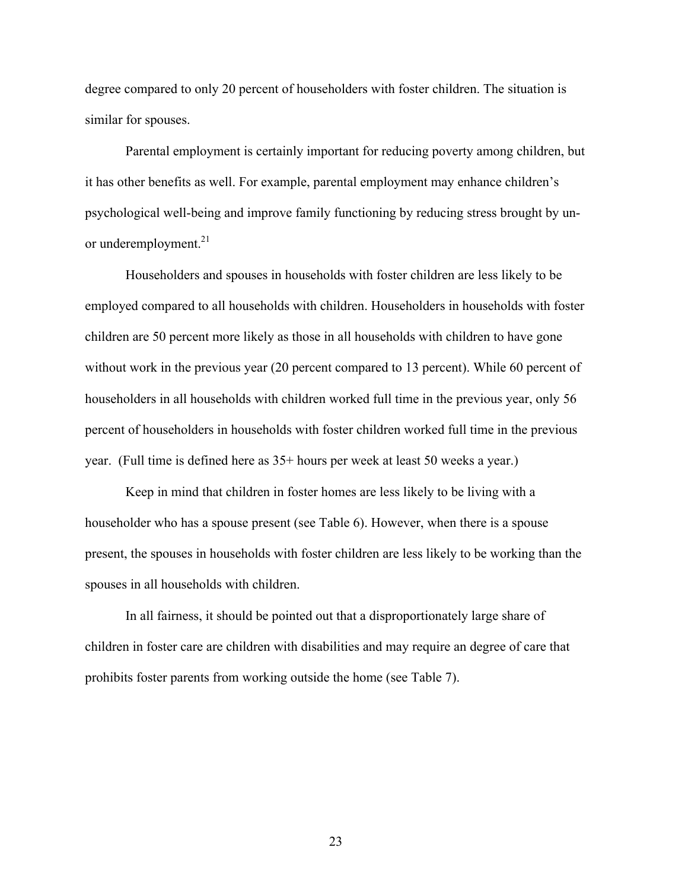degree compared to only 20 percent of householders with foster children. The situation is similar for spouses.

Parental employment is certainly important for reducing poverty among children, but it has other benefits as well. For example, parental employment may enhance children's psychological well-being and improve family functioning by reducing stress brought by un- or underemployment.[21]

Householders and spouses in households with foster children are less likely to be employed compared to all households with children. Householders in households with foster children are 50 percent more likely as those in all households with children to have gone without work in the previous year (20 percent compared to 13 percent). While 60 percent of householders in all households with children worked full time in the previous year, only 56 percent of householders in households with foster children worked full time in the previous year. (Full time is defined here as 35+ hours per week at least 50 weeks a year.)

Keep in mind that children in foster homes are less likely to be living with a householder who has a spouse present (see Table 6). However, when there is a spouse present, the spouses in households with foster children are less likely to be working than the spouses in all households with children.

In all fairness, it should be pointed out that a disproportionately large share of children in foster care are children with disabilities and may require an degree of care that prohibits foster parents from working outside the home (see Table 7).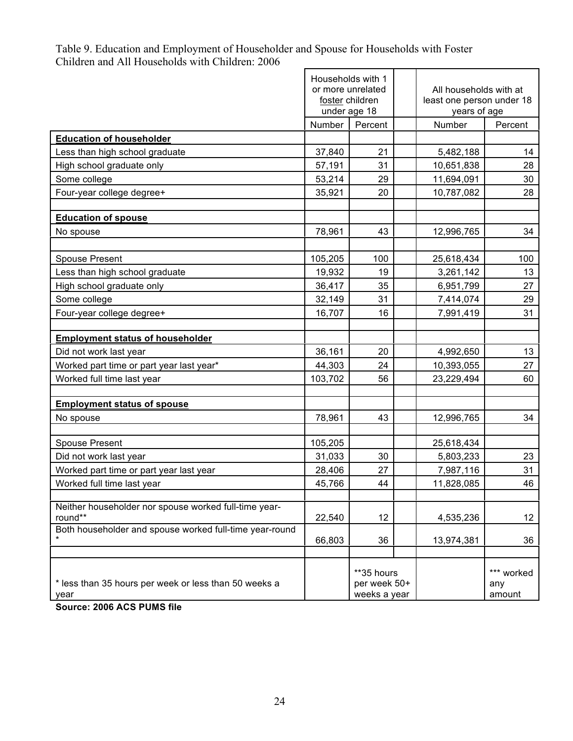Table 9. Education and Employment of Householder and Spouse for Households with Foster Children and All Households with Children: 2006

| | Households with 1 or more unrelated foster children under age 18 | | | All households with at least one person under 18 years of age | |
|---|---|---|---|---|---|
| | Number | Percent | | Number | Percent |
| **Education of householder** | | | | | |
| Less than high school graduate | 37,840 | 21 | | 5,482,188 | 14 |
| High school graduate only | 57,191 | 31 | | 10,651,838 | 28 |
| Some college | 53,214 | 29 | | 11,694,091 | 30 |
| Four-year college degree+ | 35,921 | 20 | | 10,787,082 | 28 |
| | | | | | |
| **Education of spouse** | | | | | |
| No spouse | 78,961 | 43 | | 12,996,765 | 34 |
| | | | | | |
| Spouse Present | 105,205 | 100 | | 25,618,434 | 100 |
| Less than high school graduate | 19,932 | 19 | | 3,261,142 | 13 |
| High school graduate only | 36,417 | 35 | | 6,951,799 | 27 |
| Some college | 32,149 | 31 | | 7,414,074 | 29 |
| Four-year college degree+ | 16,707 | 16 | | 7,991,419 | 31 |
| | | | | | |
| **Employment status of householder** | | | | | |
| Did not work last year | 36,161 | 20 | | 4,992,650 | 13 |
| Worked part time or part year last year* | 44,303 | 24 | | 10,393,055 | 27 |
| Worked full time last year | 103,702 | 56 | | 23,229,494 | 60 |
| | | | | | |
| **Employment status of spouse** | | | | | |
| No spouse | 78,961 | 43 | | 12,996,765 | 34 |
| | | | | | |
| Spouse Present | 105,205 | | | 25,618,434 | |
| Did not work last year | 31,033 | 30 | | 5,803,233 | 23 |
| Worked part time or part year last year | 28,406 | 27 | | 7,987,116 | 31 |
| Worked full time last year | 45,766 | 44 | | 11,828,085 | 46 |
| | | | | | |
| Neither householder nor spouse worked full-time year-round** | 22,540 | 12 | | 4,535,236 | 12 |
| Both householder and spouse worked full-time year-round * | 66,803 | 36 | | 13,974,381 | 36 |
| | | | | | |
| * less than 35 hours per week or less than 50 weeks a year | | **35 hours per week 50+ weeks a year | | | *** worked any amount |

**Source: 2006 ACS PUMS file**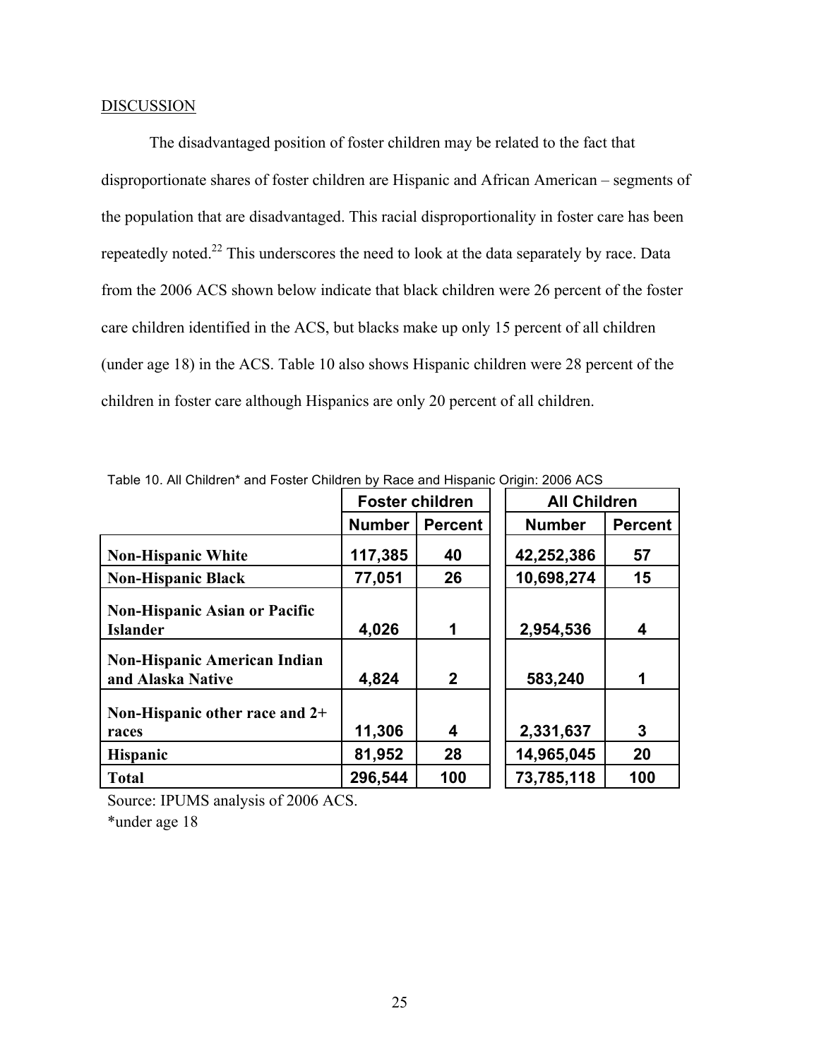## DISCUSSION

The disadvantaged position of foster children may be related to the fact that disproportionate shares of foster children are Hispanic and African American – segments of the population that are disadvantaged. This racial disproportionality in foster care has been repeatedly noted.[22] This underscores the need to look at the data separately by race. Data from the 2006 ACS shown below indicate that black children were 26 percent of the foster care children identified in the ACS, but blacks make up only 15 percent of all children (under age 18) in the ACS. Table 10 also shows Hispanic children were 28 percent of the children in foster care although Hispanics are only 20 percent of all children.

Table 10. All Children* and Foster Children by Race and Hispanic Origin: 2006 ACS

| | Foster children | | All Children | |
|---|---|---|---|---|
| | **Number** | **Percent** | **Number** | **Percent** |
| **Non-Hispanic White** | **117,385** | **40** | **42,252,386** | **57** |
| **Non-Hispanic Black** | **77,051** | **26** | **10,698,274** | **15** |
| **Non-Hispanic Asian or Pacific Islander** | **4,026** | **1** | **2,954,536** | **4** |
| **Non-Hispanic American Indian and Alaska Native** | **4,824** | **2** | **583,240** | **1** |
| **Non-Hispanic other race and 2+ races** | **11,306** | **4** | **2,331,637** | **3** |
| **Hispanic** | **81,952** | **28** | **14,965,045** | **20** |
| **Total** | **296,544** | **100** | **73,785,118** | **100** |

Source: IPUMS analysis of 2006 ACS.
*under age 18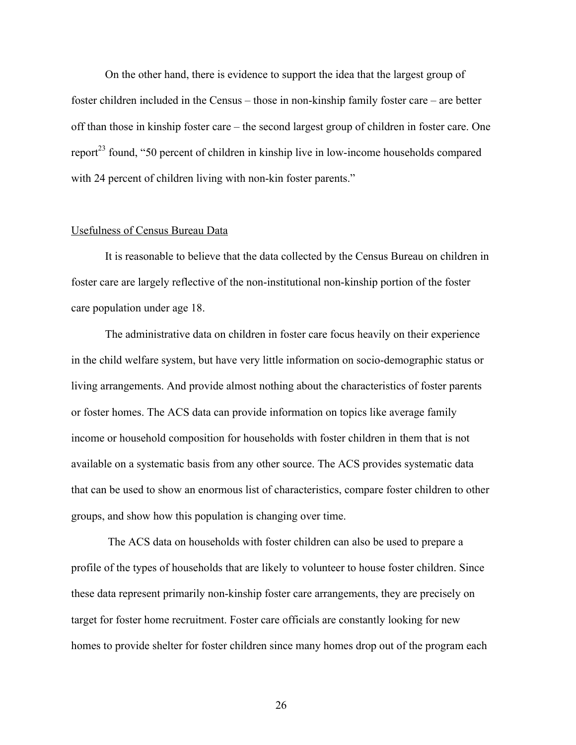On the other hand, there is evidence to support the idea that the largest group of foster children included in the Census – those in non-kinship family foster care – are better off than those in kinship foster care – the second largest group of children in foster care. One report[23] found, "50 percent of children in kinship live in low-income households compared with 24 percent of children living with non-kin foster parents."

<u>Usefulness of Census Bureau Data</u>

It is reasonable to believe that the data collected by the Census Bureau on children in foster care are largely reflective of the non-institutional non-kinship portion of the foster care population under age 18.

The administrative data on children in foster care focus heavily on their experience in the child welfare system, but have very little information on socio-demographic status or living arrangements. And provide almost nothing about the characteristics of foster parents or foster homes. The ACS data can provide information on topics like average family income or household composition for households with foster children in them that is not available on a systematic basis from any other source. The ACS provides systematic data that can be used to show an enormous list of characteristics, compare foster children to other groups, and show how this population is changing over time.

The ACS data on households with foster children can also be used to prepare a profile of the types of households that are likely to volunteer to house foster children. Since these data represent primarily non-kinship foster care arrangements, they are precisely on target for foster home recruitment. Foster care officials are constantly looking for new homes to provide shelter for foster children since many homes drop out of the program each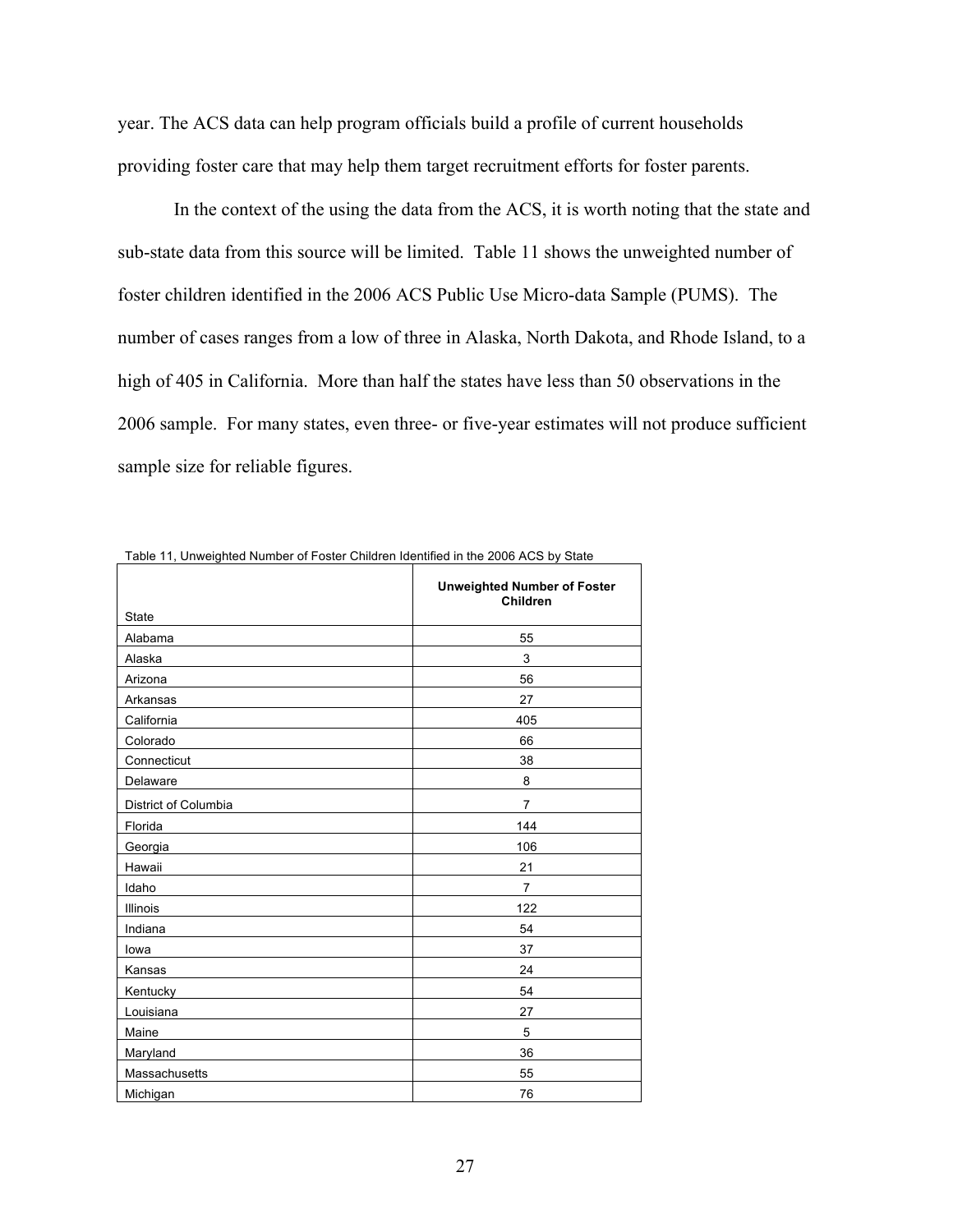year. The ACS data can help program officials build a profile of current households providing foster care that may help them target recruitment efforts for foster parents.

In the context of the using the data from the ACS, it is worth noting that the state and sub-state data from this source will be limited. Table 11 shows the unweighted number of foster children identified in the 2006 ACS Public Use Micro-data Sample (PUMS). The number of cases ranges from a low of three in Alaska, North Dakota, and Rhode Island, to a high of 405 in California. More than half the states have less than 50 observations in the 2006 sample. For many states, even three- or five-year estimates will not produce sufficient sample size for reliable figures.

Table 11, Unweighted Number of Foster Children Identified in the 2006 ACS by State

| State | Unweighted Number of Foster Children |
|---|---|
| Alabama | 55 |
| Alaska | 3 |
| Arizona | 56 |
| Arkansas | 27 |
| California | 405 |
| Colorado | 66 |
| Connecticut | 38 |
| Delaware | 8 |
| District of Columbia | 7 |
| Florida | 144 |
| Georgia | 106 |
| Hawaii | 21 |
| Idaho | 7 |
| Illinois | 122 |
| Indiana | 54 |
| Iowa | 37 |
| Kansas | 24 |
| Kentucky | 54 |
| Louisiana | 27 |
| Maine | 5 |
| Maryland | 36 |
| Massachusetts | 55 |
| Michigan | 76 |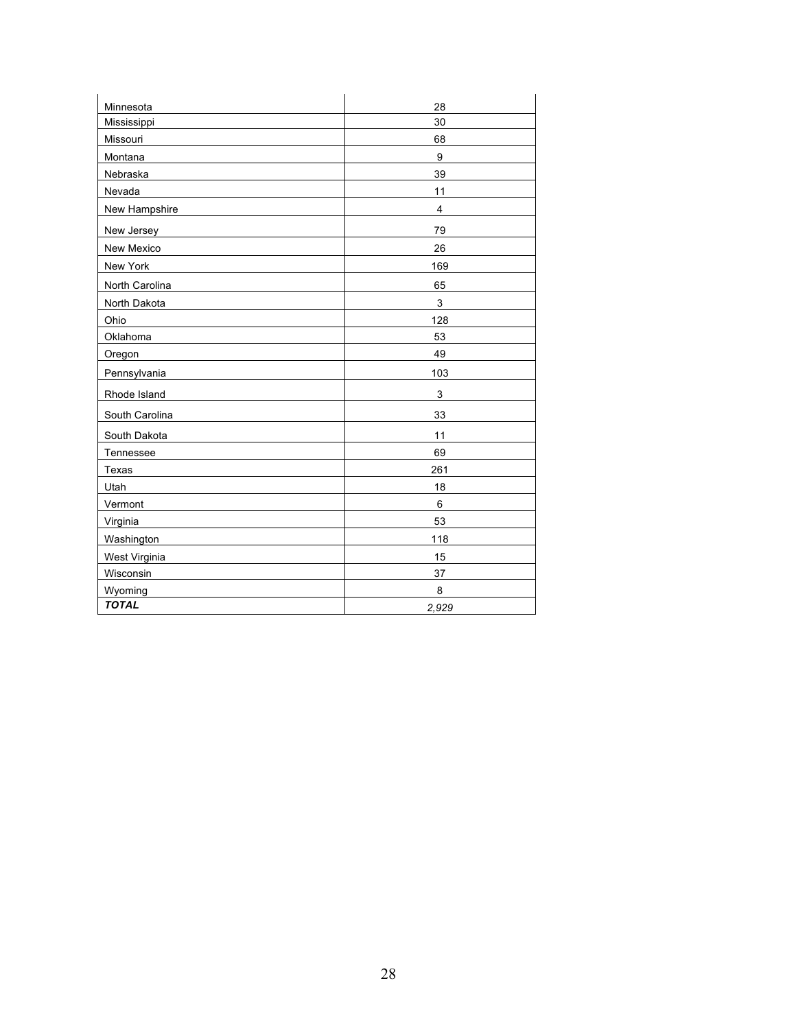| | |
|---|---|
| Minnesota | 28 |
| Mississippi | 30 |
| Missouri | 68 |
| Montana | 9 |
| Nebraska | 39 |
| Nevada | 11 |
| New Hampshire | 4 |
| New Jersey | 79 |
| New Mexico | 26 |
| New York | 169 |
| North Carolina | 65 |
| North Dakota | 3 |
| Ohio | 128 |
| Oklahoma | 53 |
| Oregon | 49 |
| Pennsylvania | 103 |
| Rhode Island | 3 |
| South Carolina | 33 |
| South Dakota | 11 |
| Tennessee | 69 |
| Texas | 261 |
| Utah | 18 |
| Vermont | 6 |
| Virginia | 53 |
| Washington | 118 |
| West Virginia | 15 |
| Wisconsin | 37 |
| Wyoming | 8 |
| ***TOTAL*** | *2,929* |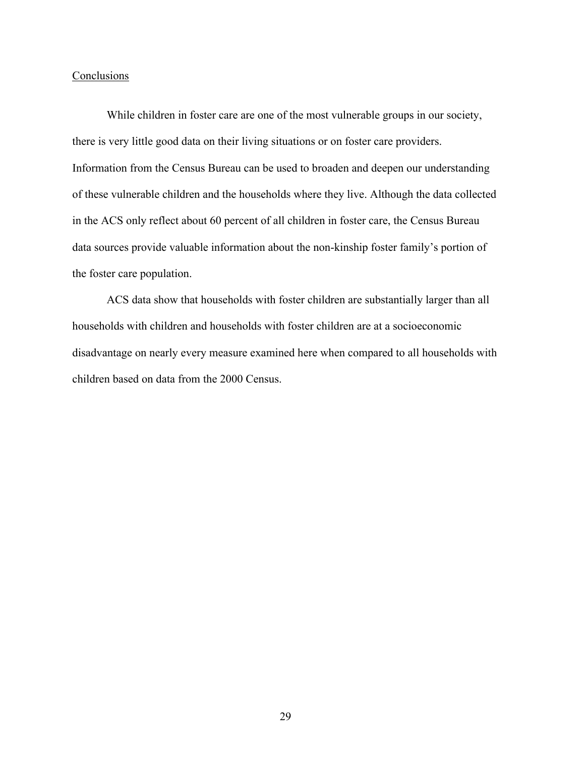## Conclusions

While children in foster care are one of the most vulnerable groups in our society, there is very little good data on their living situations or on foster care providers. Information from the Census Bureau can be used to broaden and deepen our understanding of these vulnerable children and the households where they live. Although the data collected in the ACS only reflect about 60 percent of all children in foster care, the Census Bureau data sources provide valuable information about the non-kinship foster family's portion of the foster care population.

ACS data show that households with foster children are substantially larger than all households with children and households with foster children are at a socioeconomic disadvantage on nearly every measure examined here when compared to all households with children based on data from the 2000 Census.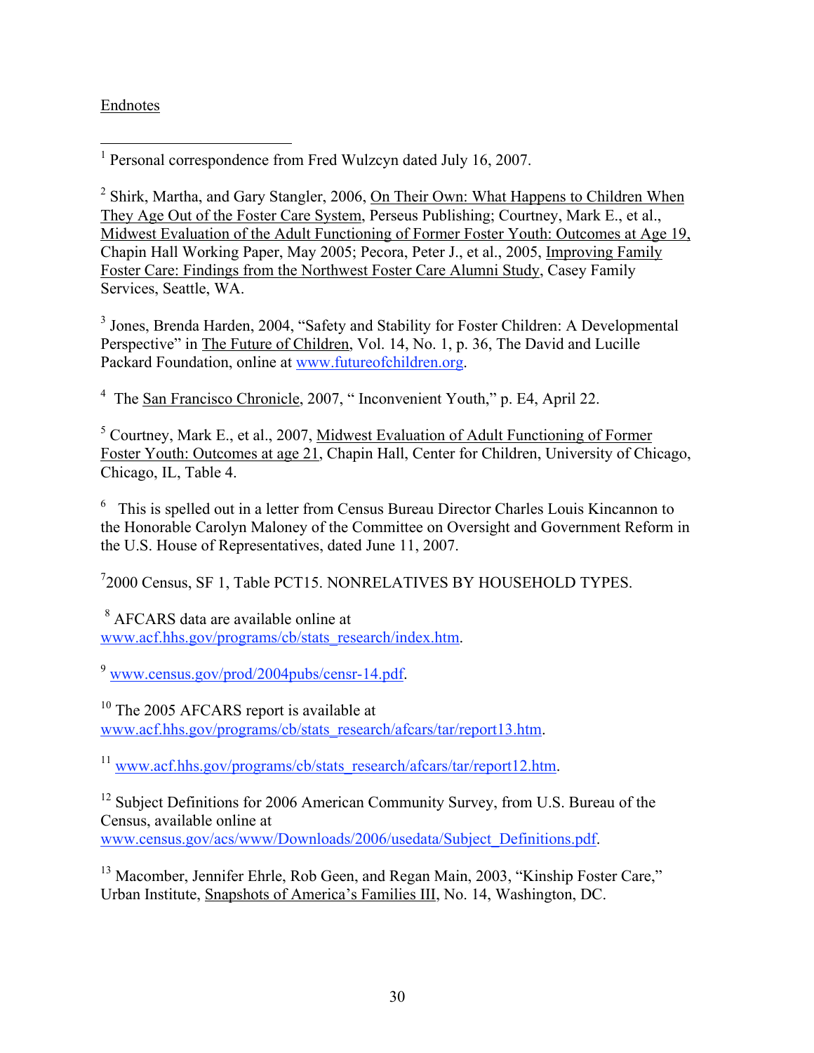Endnotes

[1] Personal correspondence from Fred Wulzcyn dated July 16, 2007.

[2] Shirk, Martha, and Gary Stangler, 2006, On Their Own: What Happens to Children When They Age Out of the Foster Care System, Perseus Publishing; Courtney, Mark E., et al., Midwest Evaluation of the Adult Functioning of Former Foster Youth: Outcomes at Age 19, Chapin Hall Working Paper, May 2005; Pecora, Peter J., et al., 2005, Improving Family Foster Care: Findings from the Northwest Foster Care Alumni Study, Casey Family Services, Seattle, WA.

[3] Jones, Brenda Harden, 2004, "Safety and Stability for Foster Children: A Developmental Perspective" in The Future of Children, Vol. 14, No. 1, p. 36, The David and Lucille Packard Foundation, online at www.futureofchildren.org.

[4] The San Francisco Chronicle, 2007, " Inconvenient Youth," p. E4, April 22.

[5] Courtney, Mark E., et al., 2007, Midwest Evaluation of Adult Functioning of Former Foster Youth: Outcomes at age 21, Chapin Hall, Center for Children, University of Chicago, Chicago, IL, Table 4.

[6] This is spelled out in a letter from Census Bureau Director Charles Louis Kincannon to the Honorable Carolyn Maloney of the Committee on Oversight and Government Reform in the U.S. House of Representatives, dated June 11, 2007.

[7] 2000 Census, SF 1, Table PCT15. NONRELATIVES BY HOUSEHOLD TYPES.

[8] AFCARS data are available online at www.acf.hhs.gov/programs/cb/stats_research/index.htm.

[9] www.census.gov/prod/2004pubs/censr-14.pdf.

[10] The 2005 AFCARS report is available at www.acf.hhs.gov/programs/cb/stats_research/afcars/tar/report13.htm.

[11] www.acf.hhs.gov/programs/cb/stats_research/afcars/tar/report12.htm.

[12] Subject Definitions for 2006 American Community Survey, from U.S. Bureau of the Census, available online at www.census.gov/acs/www/Downloads/2006/usedata/Subject_Definitions.pdf.

[13] Macomber, Jennifer Ehrle, Rob Geen, and Regan Main, 2003, "Kinship Foster Care," Urban Institute, Snapshots of America's Families III, No. 14, Washington, DC.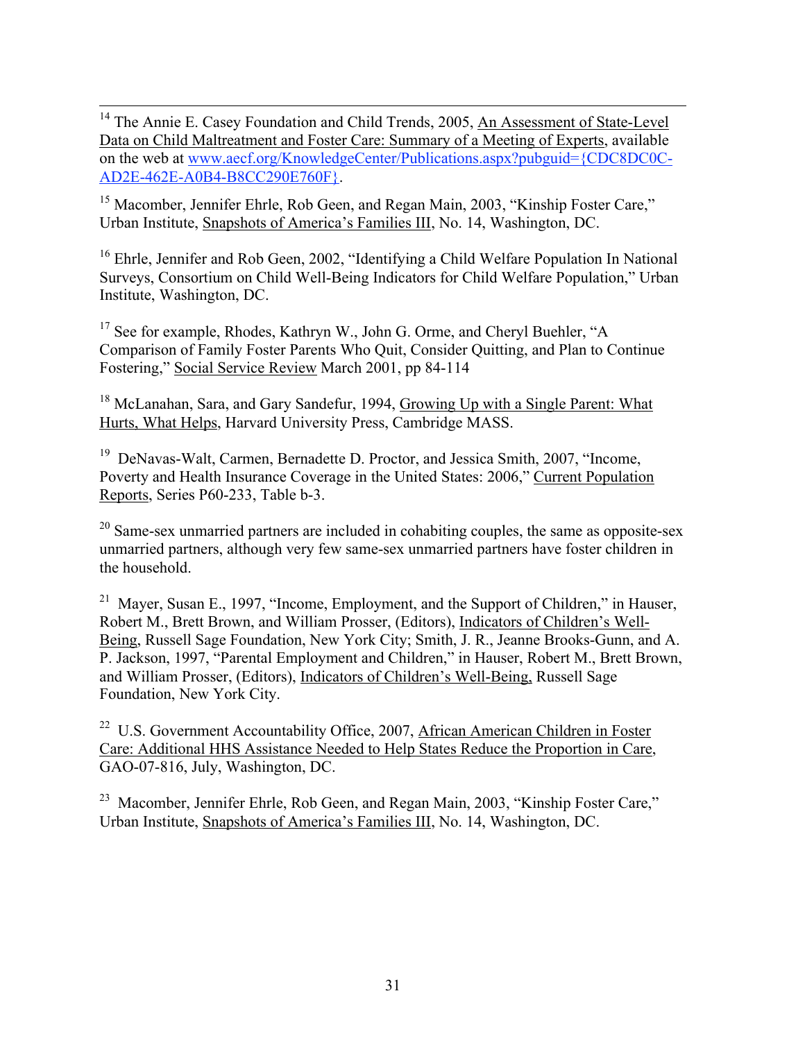[14] The Annie E. Casey Foundation and Child Trends, 2005, An Assessment of State-Level Data on Child Maltreatment and Foster Care: Summary of a Meeting of Experts, available on the web at www.aecf.org/KnowledgeCenter/Publications.aspx?pubguid={CDC8DC0C-AD2E-462E-A0B4-B8CC290E760F}.

[15] Macomber, Jennifer Ehrle, Rob Geen, and Regan Main, 2003, "Kinship Foster Care," Urban Institute, Snapshots of America's Families III, No. 14, Washington, DC.

[16] Ehrle, Jennifer and Rob Geen, 2002, "Identifying a Child Welfare Population In National Surveys, Consortium on Child Well-Being Indicators for Child Welfare Population," Urban Institute, Washington, DC.

[17] See for example, Rhodes, Kathryn W., John G. Orme, and Cheryl Buehler, "A Comparison of Family Foster Parents Who Quit, Consider Quitting, and Plan to Continue Fostering," Social Service Review March 2001, pp 84-114

[18] McLanahan, Sara, and Gary Sandefur, 1994, Growing Up with a Single Parent: What Hurts, What Helps, Harvard University Press, Cambridge MASS.

[19] DeNavas-Walt, Carmen, Bernadette D. Proctor, and Jessica Smith, 2007, "Income, Poverty and Health Insurance Coverage in the United States: 2006," Current Population Reports, Series P60-233, Table b-3.

[20] Same-sex unmarried partners are included in cohabiting couples, the same as opposite-sex unmarried partners, although very few same-sex unmarried partners have foster children in the household.

[21] Mayer, Susan E., 1997, "Income, Employment, and the Support of Children," in Hauser, Robert M., Brett Brown, and William Prosser, (Editors), Indicators of Children's Well-Being, Russell Sage Foundation, New York City; Smith, J. R., Jeanne Brooks-Gunn, and A. P. Jackson, 1997, "Parental Employment and Children," in Hauser, Robert M., Brett Brown, and William Prosser, (Editors), Indicators of Children's Well-Being, Russell Sage Foundation, New York City.

[22] U.S. Government Accountability Office, 2007, African American Children in Foster Care: Additional HHS Assistance Needed to Help States Reduce the Proportion in Care, GAO-07-816, July, Washington, DC.

[23] Macomber, Jennifer Ehrle, Rob Geen, and Regan Main, 2003, "Kinship Foster Care," Urban Institute, Snapshots of America's Families III, No. 14, Washington, DC.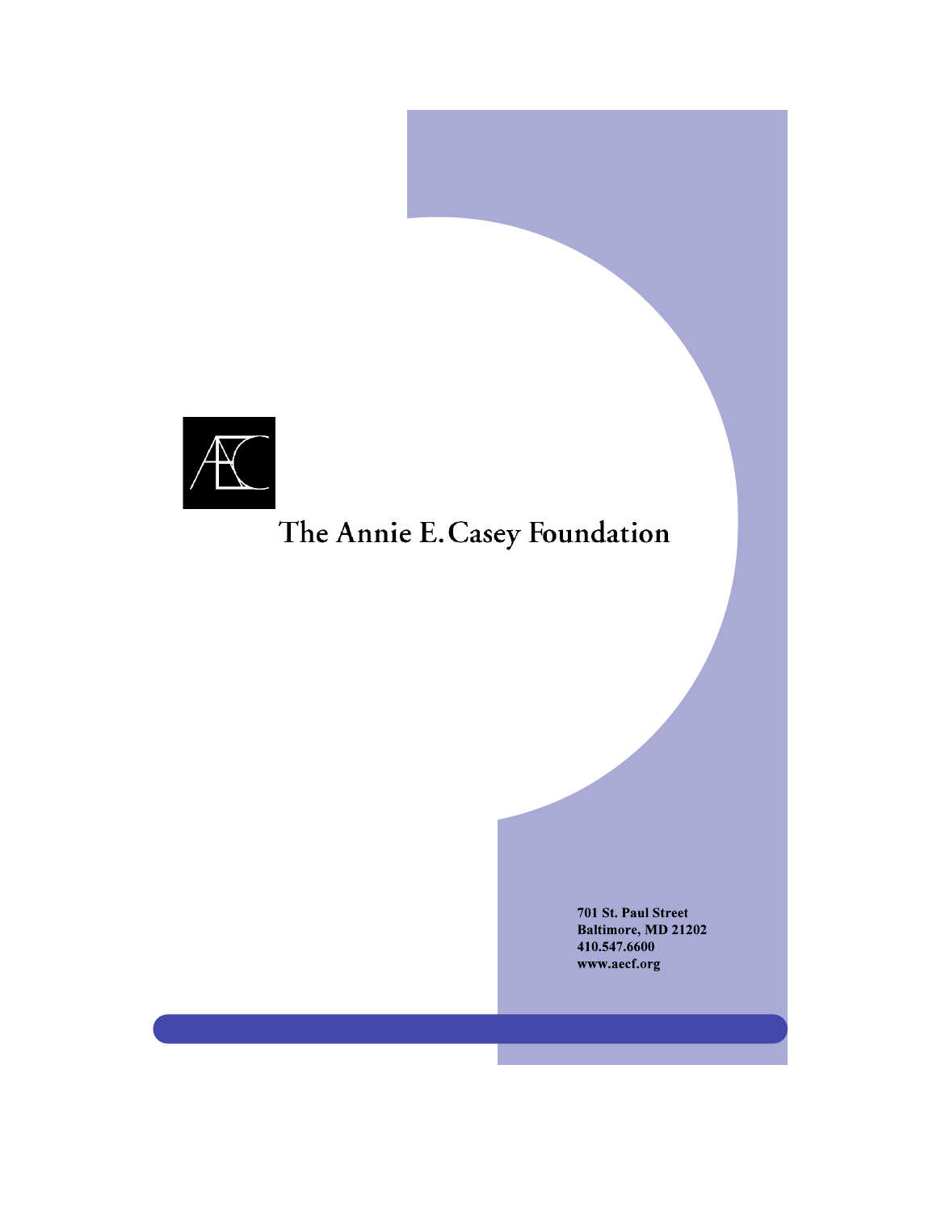The Annie E. Casey Foundation

701 St. Paul Street
Baltimore, MD 21202
410.547.6600
www.aecf.org